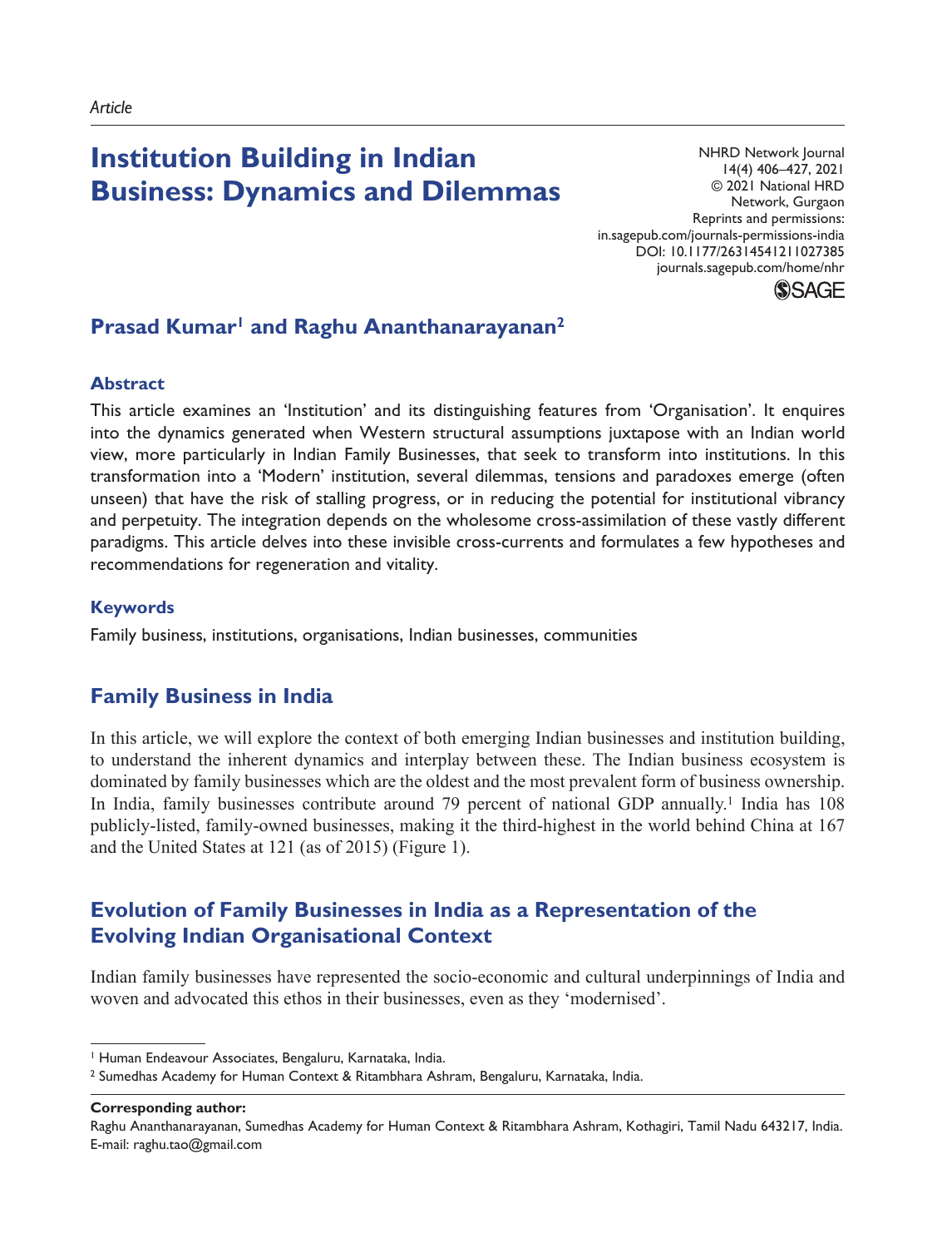*Article*

# Institution Building in Indian Business: Dynamics and Dilemmas

NHRD Network Journal
14(4) 406–427, 2021
© 2021 National HRD Network, Gurgaon
Reprints and permissions: in.sagepub.com/journals-permissions-india
DOI: 10.1177/26314541211027385
journals.sagepub.com/home/nhr

**Prasad Kumar[1] and Raghu Ananthanarayanan[2]**

### Abstract

This article examines an 'Institution' and its distinguishing features from 'Organisation'. It enquires into the dynamics generated when Western structural assumptions juxtapose with an Indian world view, more particularly in Indian Family Businesses, that seek to transform into institutions. In this transformation into a 'Modern' institution, several dilemmas, tensions and paradoxes emerge (often unseen) that have the risk of stalling progress, or in reducing the potential for institutional vibrancy and perpetuity. The integration depends on the wholesome cross-assimilation of these vastly different paradigms. This article delves into these invisible cross-currents and formulates a few hypotheses and recommendations for regeneration and vitality.

### Keywords

Family business, institutions, organisations, Indian businesses, communities

## Family Business in India

In this article, we will explore the context of both emerging Indian businesses and institution building, to understand the inherent dynamics and interplay between these. The Indian business ecosystem is dominated by family businesses which are the oldest and the most prevalent form of business ownership. In India, family businesses contribute around 79 percent of national GDP annually.[1] India has 108 publicly-listed, family-owned businesses, making it the third-highest in the world behind China at 167 and the United States at 121 (as of 2015) (Figure 1).

## Evolution of Family Businesses in India as a Representation of the Evolving Indian Organisational Context

Indian family businesses have represented the socio-economic and cultural underpinnings of India and woven and advocated this ethos in their businesses, even as they 'modernised'.

---

[1] Human Endeavour Associates, Bengaluru, Karnataka, India.
[2] Sumedhas Academy for Human Context & Ritambhara Ashram, Bengaluru, Karnataka, India.

**Corresponding author:**
Raghu Ananthanarayanan, Sumedhas Academy for Human Context & Ritambhara Ashram, Kothagiri, Tamil Nadu 643217, India.
E-mail: raghu.tao@gmail.com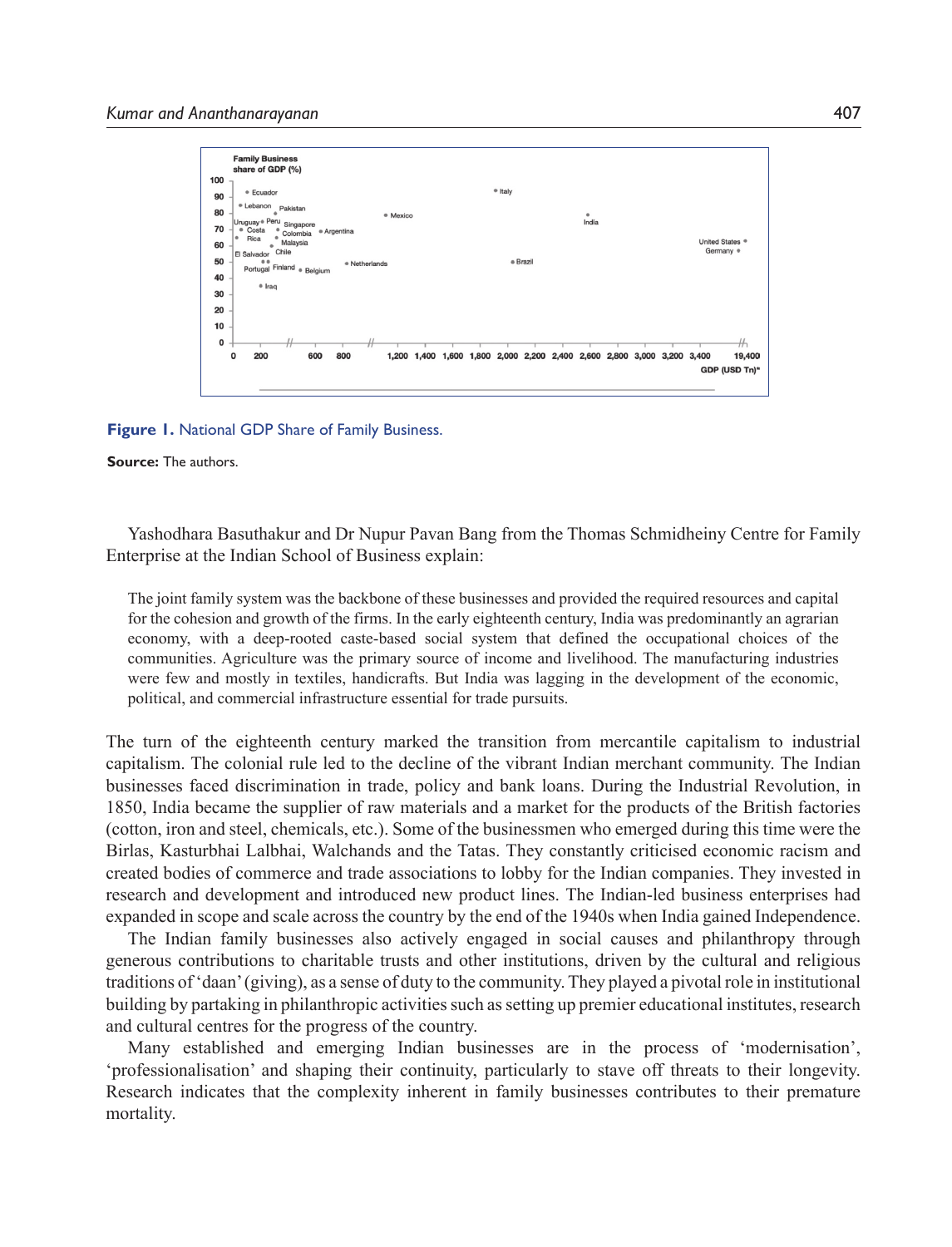**Figure 1.** National GDP Share of Family Business.

**Source:** The authors.

Yashodhara Basuthakur and Dr Nupur Pavan Bang from the Thomas Schmidheiny Centre for Family Enterprise at the Indian School of Business explain:

> The joint family system was the backbone of these businesses and provided the required resources and capital for the cohesion and growth of the firms. In the early eighteenth century, India was predominantly an agrarian economy, with a deep-rooted caste-based social system that defined the occupational choices of the communities. Agriculture was the primary source of income and livelihood. The manufacturing industries were few and mostly in textiles, handicrafts. But India was lagging in the development of the economic, political, and commercial infrastructure essential for trade pursuits.

The turn of the eighteenth century marked the transition from mercantile capitalism to industrial capitalism. The colonial rule led to the decline of the vibrant Indian merchant community. The Indian businesses faced discrimination in trade, policy and bank loans. During the Industrial Revolution, in 1850, India became the supplier of raw materials and a market for the products of the British factories (cotton, iron and steel, chemicals, etc.). Some of the businessmen who emerged during this time were the Birlas, Kasturbhai Lalbhai, Walchands and the Tatas. They constantly criticised economic racism and created bodies of commerce and trade associations to lobby for the Indian companies. They invested in research and development and introduced new product lines. The Indian-led business enterprises had expanded in scope and scale across the country by the end of the 1940s when India gained Independence.

The Indian family businesses also actively engaged in social causes and philanthropy through generous contributions to charitable trusts and other institutions, driven by the cultural and religious traditions of 'daan' (giving), as a sense of duty to the community. They played a pivotal role in institutional building by partaking in philanthropic activities such as setting up premier educational institutes, research and cultural centres for the progress of the country.

Many established and emerging Indian businesses are in the process of 'modernisation', 'professionalisation' and shaping their continuity, particularly to stave off threats to their longevity. Research indicates that the complexity inherent in family businesses contributes to their premature mortality.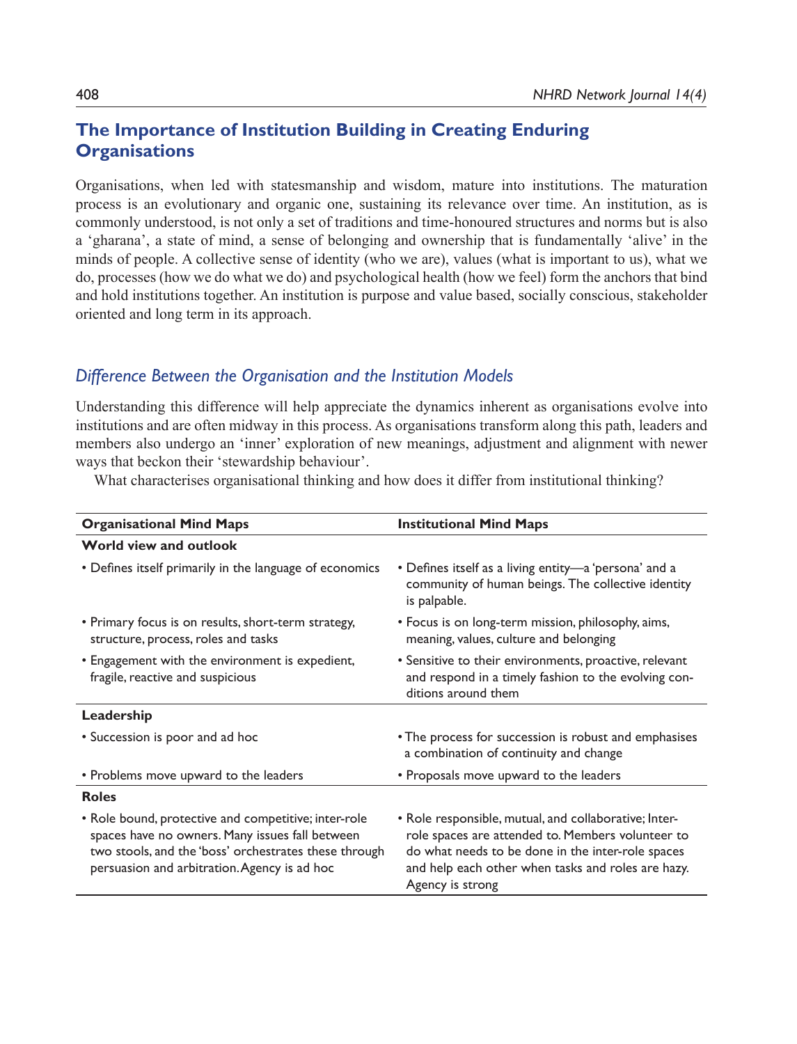## The Importance of Institution Building in Creating Enduring Organisations

Organisations, when led with statesmanship and wisdom, mature into institutions. The maturation process is an evolutionary and organic one, sustaining its relevance over time. An institution, as is commonly understood, is not only a set of traditions and time-honoured structures and norms but is also a 'gharana', a state of mind, a sense of belonging and ownership that is fundamentally 'alive' in the minds of people. A collective sense of identity (who we are), values (what is important to us), what we do, processes (how we do what we do) and psychological health (how we feel) form the anchors that bind and hold institutions together. An institution is purpose and value based, socially conscious, stakeholder oriented and long term in its approach.

### *Difference Between the Organisation and the Institution Models*

Understanding this difference will help appreciate the dynamics inherent as organisations evolve into institutions and are often midway in this process. As organisations transform along this path, leaders and members also undergo an 'inner' exploration of new meanings, adjustment and alignment with newer ways that beckon their 'stewardship behaviour'.

What characterises organisational thinking and how does it differ from institutional thinking?

| **Organisational Mind Maps** | **Institutional Mind Maps** |
|---|---|
| **World view and outlook** | |
| • Defines itself primarily in the language of economics | • Defines itself as a living entity—a 'persona' and a community of human beings. The collective identity is palpable. |
| • Primary focus is on results, short-term strategy, structure, process, roles and tasks | • Focus is on long-term mission, philosophy, aims, meaning, values, culture and belonging |
| • Engagement with the environment is expedient, fragile, reactive and suspicious | • Sensitive to their environments, proactive, relevant and respond in a timely fashion to the evolving conditions around them |
| **Leadership** | |
| • Succession is poor and ad hoc | • The process for succession is robust and emphasises a combination of continuity and change |
| • Problems move upward to the leaders | • Proposals move upward to the leaders |
| **Roles** | |
| • Role bound, protective and competitive; inter-role spaces have no owners. Many issues fall between two stools, and the 'boss' orchestrates these through persuasion and arbitration. Agency is ad hoc | • Role responsible, mutual, and collaborative; Inter-role spaces are attended to. Members volunteer to do what needs to be done in the inter-role spaces and help each other when tasks and roles are hazy. Agency is strong |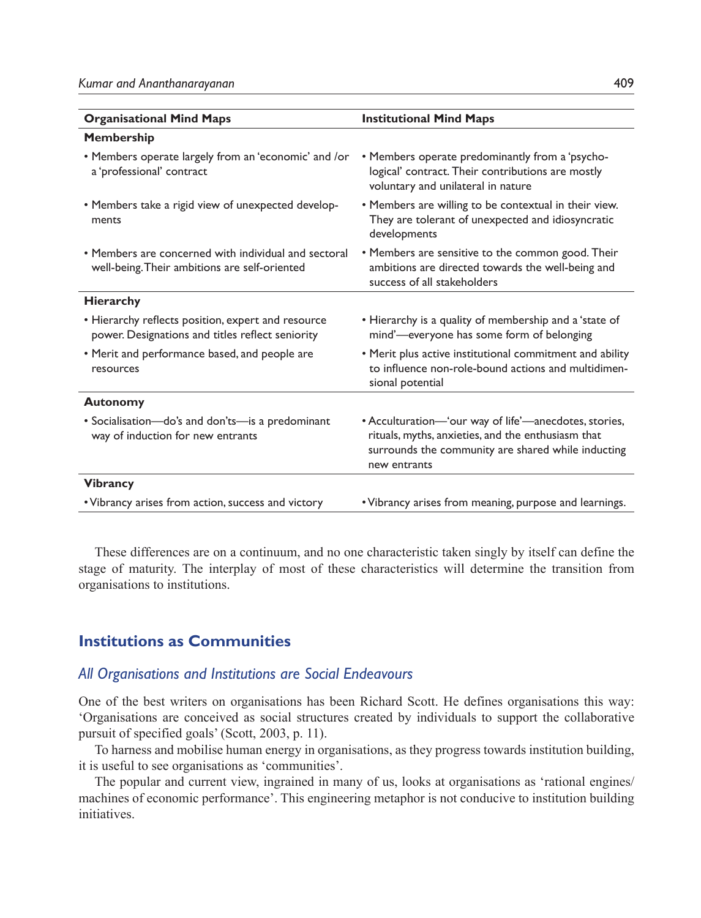| Organisational Mind Maps | Institutional Mind Maps |
|---|---|
| **Membership** | |
| • Members operate largely from an 'economic' and /or a 'professional' contract | • Members operate predominantly from a 'psychological' contract. Their contributions are mostly voluntary and unilateral in nature |
| • Members take a rigid view of unexpected developments | • Members are willing to be contextual in their view. They are tolerant of unexpected and idiosyncratic developments |
| • Members are concerned with individual and sectoral well-being. Their ambitions are self-oriented | • Members are sensitive to the common good. Their ambitions are directed towards the well-being and success of all stakeholders |
| **Hierarchy** | |
| • Hierarchy reflects position, expert and resource power. Designations and titles reflect seniority | • Hierarchy is a quality of membership and a 'state of mind'—everyone has some form of belonging |
| • Merit and performance based, and people are resources | • Merit plus active institutional commitment and ability to influence non-role-bound actions and multidimensional potential |
| **Autonomy** | |
| • Socialisation—do's and don'ts—is a predominant way of induction for new entrants | • Acculturation—'our way of life'—anecdotes, stories, rituals, myths, anxieties, and the enthusiasm that surrounds the community are shared while inducting new entrants |
| **Vibrancy** | |
| • Vibrancy arises from action, success and victory | • Vibrancy arises from meaning, purpose and learnings. |

These differences are on a continuum, and no one characteristic taken singly by itself can define the stage of maturity. The interplay of most of these characteristics will determine the transition from organisations to institutions.

## Institutions as Communities

### *All Organisations and Institutions are Social Endeavours*

One of the best writers on organisations has been Richard Scott. He defines organisations this way: 'Organisations are conceived as social structures created by individuals to support the collaborative pursuit of specified goals' (Scott, 2003, p. 11).

To harness and mobilise human energy in organisations, as they progress towards institution building, it is useful to see organisations as 'communities'.

The popular and current view, ingrained in many of us, looks at organisations as 'rational engines/machines of economic performance'. This engineering metaphor is not conducive to institution building initiatives.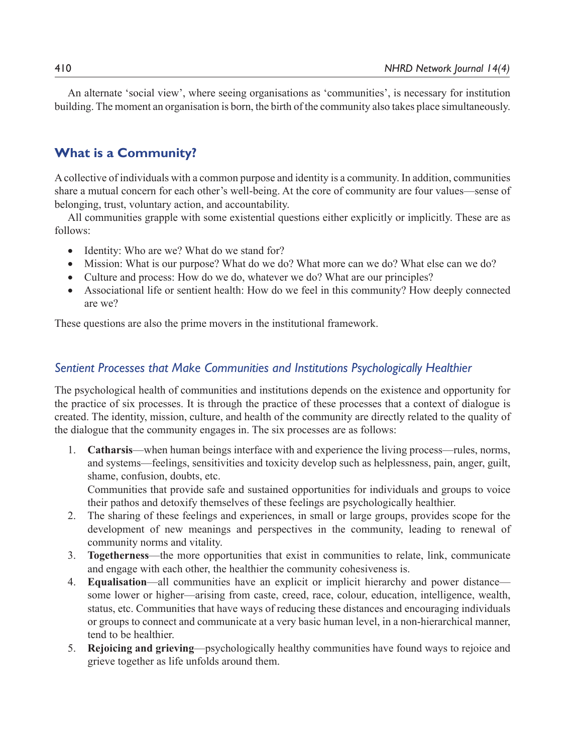An alternate 'social view', where seeing organisations as 'communities', is necessary for institution building. The moment an organisation is born, the birth of the community also takes place simultaneously.

## What is a Community?

A collective of individuals with a common purpose and identity is a community. In addition, communities share a mutual concern for each other's well-being. At the core of community are four values—sense of belonging, trust, voluntary action, and accountability.

All communities grapple with some existential questions either explicitly or implicitly. These are as follows:

- Identity: Who are we? What do we stand for?
- Mission: What is our purpose? What do we do? What more can we do? What else can we do?
- Culture and process: How do we do, whatever we do? What are our principles?
- Associational life or sentient health: How do we feel in this community? How deeply connected are we?

These questions are also the prime movers in the institutional framework.

### *Sentient Processes that Make Communities and Institutions Psychologically Healthier*

The psychological health of communities and institutions depends on the existence and opportunity for the practice of six processes. It is through the practice of these processes that a context of dialogue is created. The identity, mission, culture, and health of the community are directly related to the quality of the dialogue that the community engages in. The six processes are as follows:

1. **Catharsis**—when human beings interface with and experience the living process—rules, norms, and systems—feelings, sensitivities and toxicity develop such as helplessness, pain, anger, guilt, shame, confusion, doubts, etc.
   Communities that provide safe and sustained opportunities for individuals and groups to voice their pathos and detoxify themselves of these feelings are psychologically healthier.
2. The sharing of these feelings and experiences, in small or large groups, provides scope for the development of new meanings and perspectives in the community, leading to renewal of community norms and vitality.
3. **Togetherness**—the more opportunities that exist in communities to relate, link, communicate and engage with each other, the healthier the community cohesiveness is.
4. **Equalisation**—all communities have an explicit or implicit hierarchy and power distance—some lower or higher—arising from caste, creed, race, colour, education, intelligence, wealth, status, etc. Communities that have ways of reducing these distances and encouraging individuals or groups to connect and communicate at a very basic human level, in a non-hierarchical manner, tend to be healthier.
5. **Rejoicing and grieving**—psychologically healthy communities have found ways to rejoice and grieve together as life unfolds around them.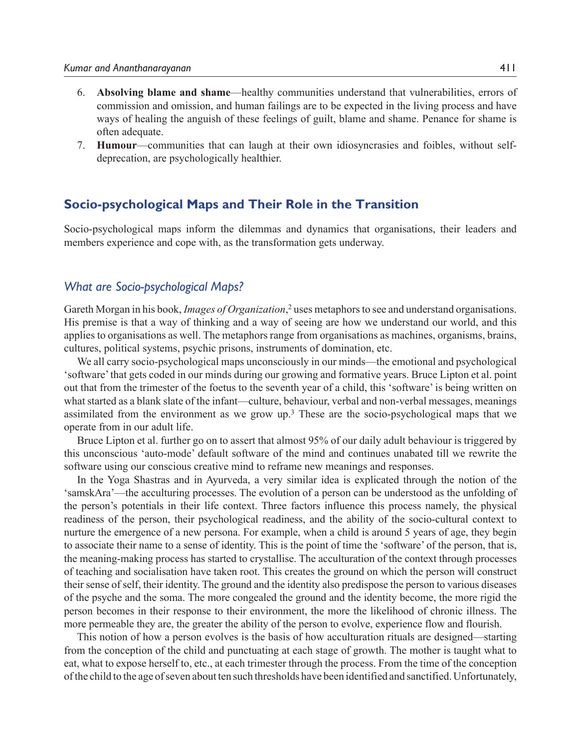6. **Absolving blame and shame**—healthy communities understand that vulnerabilities, errors of commission and omission, and human failings are to be expected in the living process and have ways of healing the anguish of these feelings of guilt, blame and shame. Penance for shame is often adequate.
7. **Humour**—communities that can laugh at their own idiosyncrasies and foibles, without self-deprecation, are psychologically healthier.

## Socio-psychological Maps and Their Role in the Transition

Socio-psychological maps inform the dilemmas and dynamics that organisations, their leaders and members experience and cope with, as the transformation gets underway.

### *What are Socio-psychological Maps?*

Gareth Morgan in his book, *Images of Organization*,[2] uses metaphors to see and understand organisations. His premise is that a way of thinking and a way of seeing are how we understand our world, and this applies to organisations as well. The metaphors range from organisations as machines, organisms, brains, cultures, political systems, psychic prisons, instruments of domination, etc.

We all carry socio-psychological maps unconsciously in our minds—the emotional and psychological 'software' that gets coded in our minds during our growing and formative years. Bruce Lipton et al. point out that from the trimester of the foetus to the seventh year of a child, this 'software' is being written on what started as a blank slate of the infant—culture, behaviour, verbal and non-verbal messages, meanings assimilated from the environment as we grow up.[3] These are the socio-psychological maps that we operate from in our adult life.

Bruce Lipton et al. further go on to assert that almost 95% of our daily adult behaviour is triggered by this unconscious 'auto-mode' default software of the mind and continues unabated till we rewrite the software using our conscious creative mind to reframe new meanings and responses.

In the Yoga Shastras and in Ayurveda, a very similar idea is explicated through the notion of the 'samskAra'—the acculturing processes. The evolution of a person can be understood as the unfolding of the person's potentials in their life context. Three factors influence this process namely, the physical readiness of the person, their psychological readiness, and the ability of the socio-cultural context to nurture the emergence of a new persona. For example, when a child is around 5 years of age, they begin to associate their name to a sense of identity. This is the point of time the 'software' of the person, that is, the meaning-making process has started to crystallise. The acculturation of the context through processes of teaching and socialisation have taken root. This creates the ground on which the person will construct their sense of self, their identity. The ground and the identity also predispose the person to various diseases of the psyche and the soma. The more congealed the ground and the identity become, the more rigid the person becomes in their response to their environment, the more the likelihood of chronic illness. The more permeable they are, the greater the ability of the person to evolve, experience flow and flourish.

This notion of how a person evolves is the basis of how acculturation rituals are designed—starting from the conception of the child and punctuating at each stage of growth. The mother is taught what to eat, what to expose herself to, etc., at each trimester through the process. From the time of the conception of the child to the age of seven about ten such thresholds have been identified and sanctified. Unfortunately,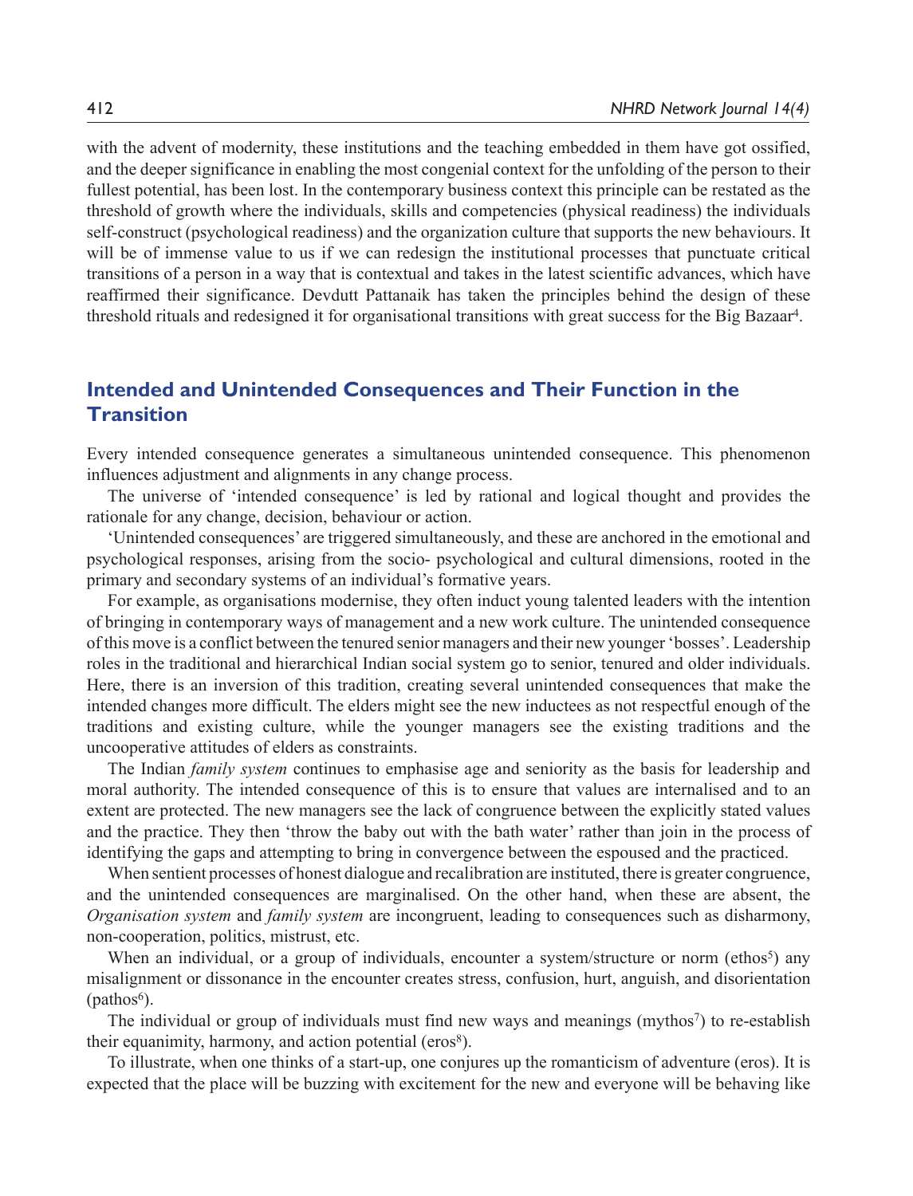with the advent of modernity, these institutions and the teaching embedded in them have got ossified, and the deeper significance in enabling the most congenial context for the unfolding of the person to their fullest potential, has been lost. In the contemporary business context this principle can be restated as the threshold of growth where the individuals, skills and competencies (physical readiness) the individuals self-construct (psychological readiness) and the organization culture that supports the new behaviours. It will be of immense value to us if we can redesign the institutional processes that punctuate critical transitions of a person in a way that is contextual and takes in the latest scientific advances, which have reaffirmed their significance. Devdutt Pattanaik has taken the principles behind the design of these threshold rituals and redesigned it for organisational transitions with great success for the Big Bazaar[4].

## Intended and Unintended Consequences and Their Function in the Transition

Every intended consequence generates a simultaneous unintended consequence. This phenomenon influences adjustment and alignments in any change process.

The universe of 'intended consequence' is led by rational and logical thought and provides the rationale for any change, decision, behaviour or action.

'Unintended consequences' are triggered simultaneously, and these are anchored in the emotional and psychological responses, arising from the socio- psychological and cultural dimensions, rooted in the primary and secondary systems of an individual's formative years.

For example, as organisations modernise, they often induct young talented leaders with the intention of bringing in contemporary ways of management and a new work culture. The unintended consequence of this move is a conflict between the tenured senior managers and their new younger 'bosses'. Leadership roles in the traditional and hierarchical Indian social system go to senior, tenured and older individuals. Here, there is an inversion of this tradition, creating several unintended consequences that make the intended changes more difficult. The elders might see the new inductees as not respectful enough of the traditions and existing culture, while the younger managers see the existing traditions and the uncooperative attitudes of elders as constraints.

The Indian *family system* continues to emphasise age and seniority as the basis for leadership and moral authority. The intended consequence of this is to ensure that values are internalised and to an extent are protected. The new managers see the lack of congruence between the explicitly stated values and the practice. They then 'throw the baby out with the bath water' rather than join in the process of identifying the gaps and attempting to bring in convergence between the espoused and the practiced.

When sentient processes of honest dialogue and recalibration are instituted, there is greater congruence, and the unintended consequences are marginalised. On the other hand, when these are absent, the *Organisation system* and *family system* are incongruent, leading to consequences such as disharmony, non-cooperation, politics, mistrust, etc.

When an individual, or a group of individuals, encounter a system/structure or norm (ethos[5]) any misalignment or dissonance in the encounter creates stress, confusion, hurt, anguish, and disorientation (pathos[6]).

The individual or group of individuals must find new ways and meanings (mythos[7]) to re-establish their equanimity, harmony, and action potential (eros[8]).

To illustrate, when one thinks of a start-up, one conjures up the romanticism of adventure (eros). It is expected that the place will be buzzing with excitement for the new and everyone will be behaving like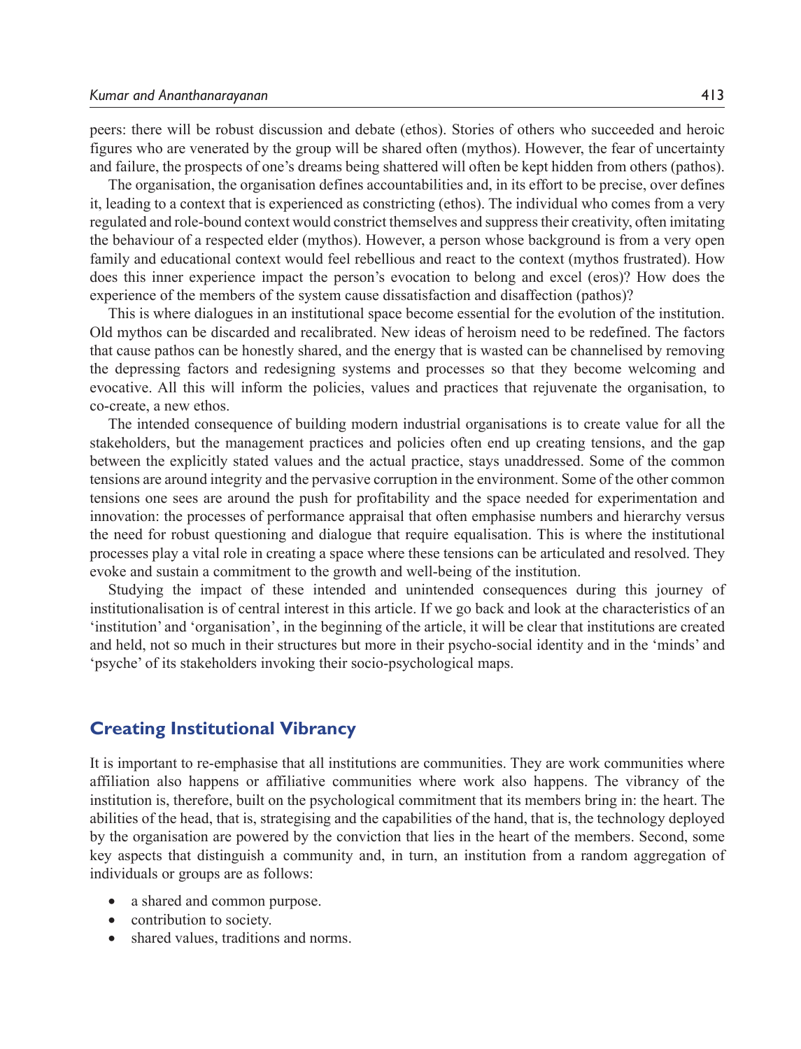peers: there will be robust discussion and debate (ethos). Stories of others who succeeded and heroic figures who are venerated by the group will be shared often (mythos). However, the fear of uncertainty and failure, the prospects of one's dreams being shattered will often be kept hidden from others (pathos).

The organisation, the organisation defines accountabilities and, in its effort to be precise, over defines it, leading to a context that is experienced as constricting (ethos). The individual who comes from a very regulated and role-bound context would constrict themselves and suppress their creativity, often imitating the behaviour of a respected elder (mythos). However, a person whose background is from a very open family and educational context would feel rebellious and react to the context (mythos frustrated). How does this inner experience impact the person's evocation to belong and excel (eros)? How does the experience of the members of the system cause dissatisfaction and disaffection (pathos)?

This is where dialogues in an institutional space become essential for the evolution of the institution. Old mythos can be discarded and recalibrated. New ideas of heroism need to be redefined. The factors that cause pathos can be honestly shared, and the energy that is wasted can be channelised by removing the depressing factors and redesigning systems and processes so that they become welcoming and evocative. All this will inform the policies, values and practices that rejuvenate the organisation, to co-create, a new ethos.

The intended consequence of building modern industrial organisations is to create value for all the stakeholders, but the management practices and policies often end up creating tensions, and the gap between the explicitly stated values and the actual practice, stays unaddressed. Some of the common tensions are around integrity and the pervasive corruption in the environment. Some of the other common tensions one sees are around the push for profitability and the space needed for experimentation and innovation: the processes of performance appraisal that often emphasise numbers and hierarchy versus the need for robust questioning and dialogue that require equalisation. This is where the institutional processes play a vital role in creating a space where these tensions can be articulated and resolved. They evoke and sustain a commitment to the growth and well-being of the institution.

Studying the impact of these intended and unintended consequences during this journey of institutionalisation is of central interest in this article. If we go back and look at the characteristics of an 'institution' and 'organisation', in the beginning of the article, it will be clear that institutions are created and held, not so much in their structures but more in their psycho-social identity and in the 'minds' and 'psyche' of its stakeholders invoking their socio-psychological maps.

## Creating Institutional Vibrancy

It is important to re-emphasise that all institutions are communities. They are work communities where affiliation also happens or affiliative communities where work also happens. The vibrancy of the institution is, therefore, built on the psychological commitment that its members bring in: the heart. The abilities of the head, that is, strategising and the capabilities of the hand, that is, the technology deployed by the organisation are powered by the conviction that lies in the heart of the members. Second, some key aspects that distinguish a community and, in turn, an institution from a random aggregation of individuals or groups are as follows:

- a shared and common purpose.
- contribution to society.
- shared values, traditions and norms.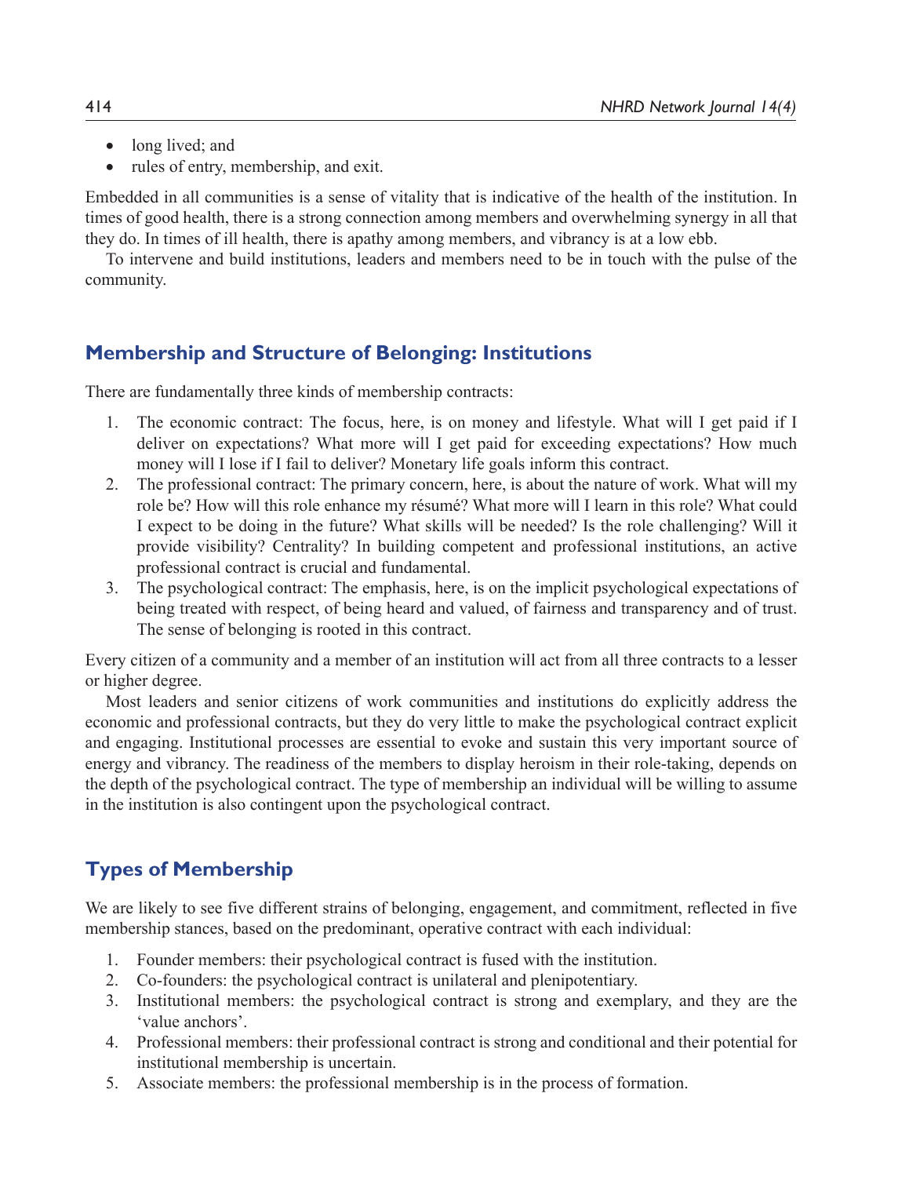- long lived; and
- rules of entry, membership, and exit.

Embedded in all communities is a sense of vitality that is indicative of the health of the institution. In times of good health, there is a strong connection among members and overwhelming synergy in all that they do. In times of ill health, there is apathy among members, and vibrancy is at a low ebb.

To intervene and build institutions, leaders and members need to be in touch with the pulse of the community.

## Membership and Structure of Belonging: Institutions

There are fundamentally three kinds of membership contracts:

1. The economic contract: The focus, here, is on money and lifestyle. What will I get paid if I deliver on expectations? What more will I get paid for exceeding expectations? How much money will I lose if I fail to deliver? Monetary life goals inform this contract.
2. The professional contract: The primary concern, here, is about the nature of work. What will my role be? How will this role enhance my résumé? What more will I learn in this role? What could I expect to be doing in the future? What skills will be needed? Is the role challenging? Will it provide visibility? Centrality? In building competent and professional institutions, an active professional contract is crucial and fundamental.
3. The psychological contract: The emphasis, here, is on the implicit psychological expectations of being treated with respect, of being heard and valued, of fairness and transparency and of trust. The sense of belonging is rooted in this contract.

Every citizen of a community and a member of an institution will act from all three contracts to a lesser or higher degree.

Most leaders and senior citizens of work communities and institutions do explicitly address the economic and professional contracts, but they do very little to make the psychological contract explicit and engaging. Institutional processes are essential to evoke and sustain this very important source of energy and vibrancy. The readiness of the members to display heroism in their role-taking, depends on the depth of the psychological contract. The type of membership an individual will be willing to assume in the institution is also contingent upon the psychological contract.

## Types of Membership

We are likely to see five different strains of belonging, engagement, and commitment, reflected in five membership stances, based on the predominant, operative contract with each individual:

1. Founder members: their psychological contract is fused with the institution.
2. Co-founders: the psychological contract is unilateral and plenipotentiary.
3. Institutional members: the psychological contract is strong and exemplary, and they are the 'value anchors'.
4. Professional members: their professional contract is strong and conditional and their potential for institutional membership is uncertain.
5. Associate members: the professional membership is in the process of formation.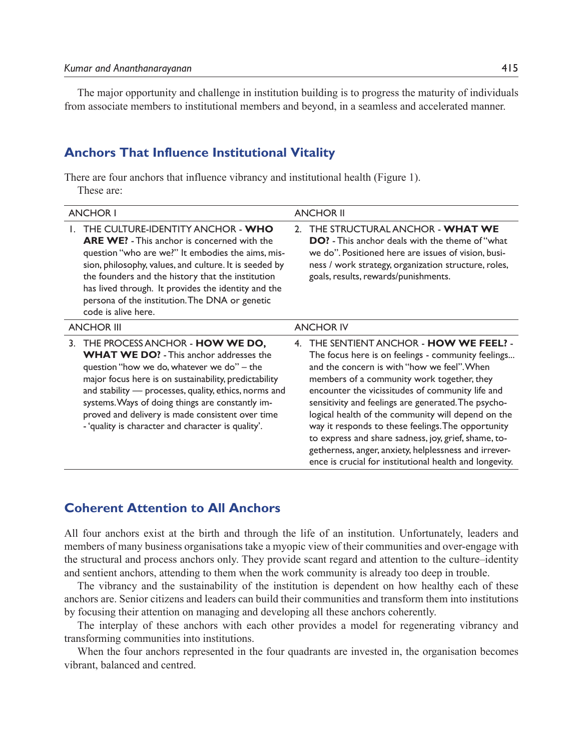The major opportunity and challenge in institution building is to progress the maturity of individuals from associate members to institutional members and beyond, in a seamless and accelerated manner.

## Anchors That Influence Institutional Vitality

There are four anchors that influence vibrancy and institutional health (Figure 1).

These are:

| ANCHOR I | ANCHOR II |
|---|---|
| 1. THE CULTURE-IDENTITY ANCHOR - **WHO ARE WE?** - This anchor is concerned with the question "who are we?" It embodies the aims, mission, philosophy, values, and culture. It is seeded by the founders and the history that the institution has lived through. It provides the identity and the persona of the institution. The DNA or genetic code is alive here. | 2. THE STRUCTURAL ANCHOR - **WHAT WE DO?** - This anchor deals with the theme of "what we do". Positioned here are issues of vision, business / work strategy, organization structure, roles, goals, results, rewards/punishments. |
| **ANCHOR III** | **ANCHOR IV** |
| 3. THE PROCESS ANCHOR - **HOW WE DO, WHAT WE DO?** - This anchor addresses the question "how we do, whatever we do" – the major focus here is on sustainability, predictability and stability — processes, quality, ethics, norms and systems. Ways of doing things are constantly improved and delivery is made consistent over time - 'quality is character and character is quality'. | 4. THE SENTIENT ANCHOR - **HOW WE FEEL?** - The focus here is on feelings - community feelings... and the concern is with "how we feel". When members of a community work together, they encounter the vicissitudes of community life and sensitivity and feelings are generated. The psychological health of the community will depend on the way it responds to these feelings. The opportunity to express and share sadness, joy, grief, shame, togetherness, anger, anxiety, helplessness and irreverence is crucial for institutional health and longevity. |

## Coherent Attention to All Anchors

All four anchors exist at the birth and through the life of an institution. Unfortunately, leaders and members of many business organisations take a myopic view of their communities and over-engage with the structural and process anchors only. They provide scant regard and attention to the culture–identity and sentient anchors, attending to them when the work community is already too deep in trouble.

The vibrancy and the sustainability of the institution is dependent on how healthy each of these anchors are. Senior citizens and leaders can build their communities and transform them into institutions by focusing their attention on managing and developing all these anchors coherently.

The interplay of these anchors with each other provides a model for regenerating vibrancy and transforming communities into institutions.

When the four anchors represented in the four quadrants are invested in, the organisation becomes vibrant, balanced and centred.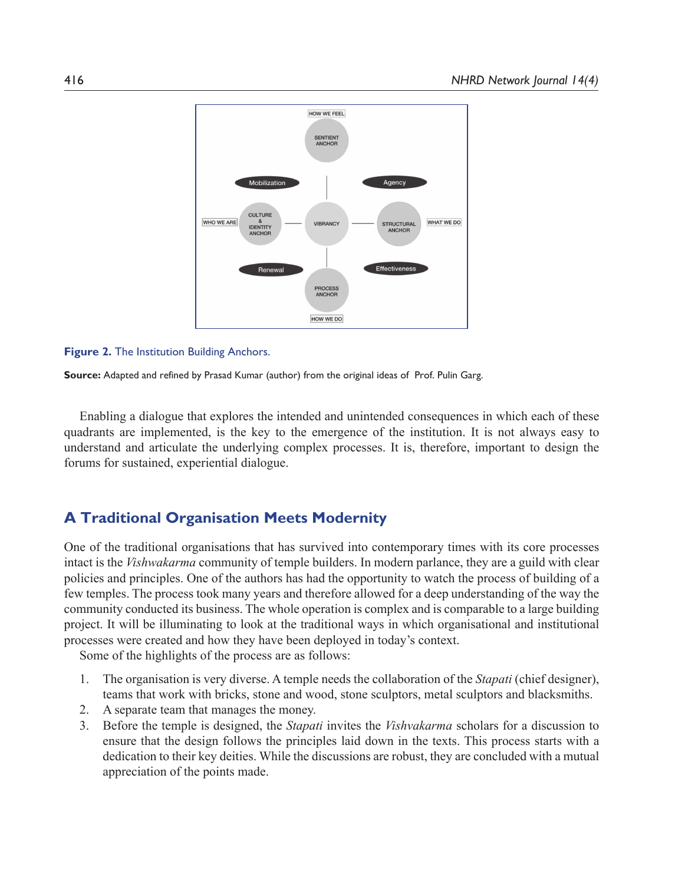Figure 2. The Institution Building Anchors.

**Source:** Adapted and refined by Prasad Kumar (author) from the original ideas of Prof. Pulin Garg.

Enabling a dialogue that explores the intended and unintended consequences in which each of these quadrants are implemented, is the key to the emergence of the institution. It is not always easy to understand and articulate the underlying complex processes. It is, therefore, important to design the forums for sustained, experiential dialogue.

## A Traditional Organisation Meets Modernity

One of the traditional organisations that has survived into contemporary times with its core processes intact is the *Vishwakarma* community of temple builders. In modern parlance, they are a guild with clear policies and principles. One of the authors has had the opportunity to watch the process of building of a few temples. The process took many years and therefore allowed for a deep understanding of the way the community conducted its business. The whole operation is complex and is comparable to a large building project. It will be illuminating to look at the traditional ways in which organisational and institutional processes were created and how they have been deployed in today's context.

Some of the highlights of the process are as follows:

1. The organisation is very diverse. A temple needs the collaboration of the *Stapati* (chief designer), teams that work with bricks, stone and wood, stone sculptors, metal sculptors and blacksmiths.
2. A separate team that manages the money.
3. Before the temple is designed, the *Stapati* invites the *Vishvakarma* scholars for a discussion to ensure that the design follows the principles laid down in the texts. This process starts with a dedication to their key deities. While the discussions are robust, they are concluded with a mutual appreciation of the points made.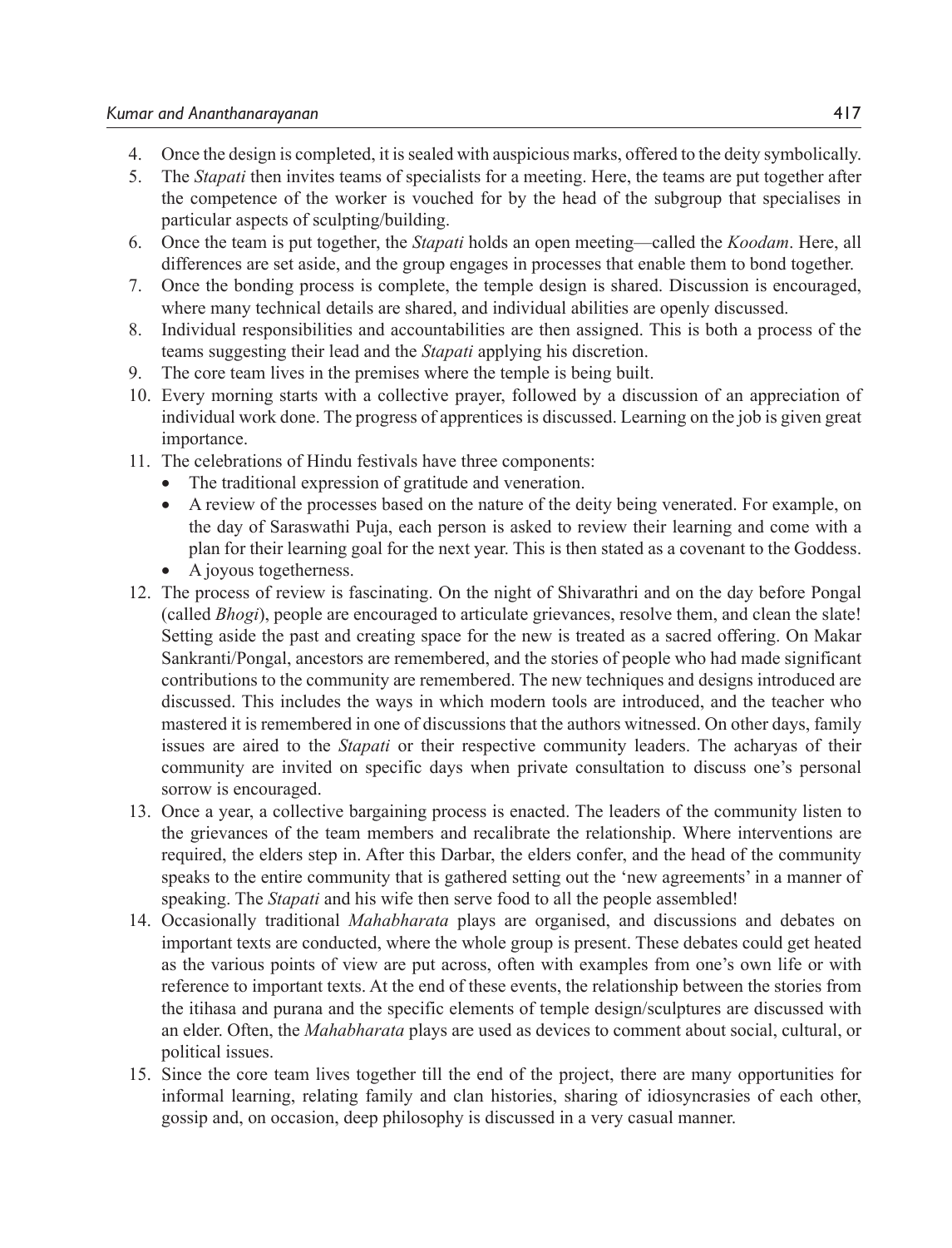4. Once the design is completed, it is sealed with auspicious marks, offered to the deity symbolically.
5. The *Stapati* then invites teams of specialists for a meeting. Here, the teams are put together after the competence of the worker is vouched for by the head of the subgroup that specialises in particular aspects of sculpting/building.
6. Once the team is put together, the *Stapati* holds an open meeting—called the *Koodam*. Here, all differences are set aside, and the group engages in processes that enable them to bond together.
7. Once the bonding process is complete, the temple design is shared. Discussion is encouraged, where many technical details are shared, and individual abilities are openly discussed.
8. Individual responsibilities and accountabilities are then assigned. This is both a process of the teams suggesting their lead and the *Stapati* applying his discretion.
9. The core team lives in the premises where the temple is being built.
10. Every morning starts with a collective prayer, followed by a discussion of an appreciation of individual work done. The progress of apprentices is discussed. Learning on the job is given great importance.
11. The celebrations of Hindu festivals have three components:
    - The traditional expression of gratitude and veneration.
    - A review of the processes based on the nature of the deity being venerated. For example, on the day of Saraswathi Puja, each person is asked to review their learning and come with a plan for their learning goal for the next year. This is then stated as a covenant to the Goddess.
    - A joyous togetherness.
12. The process of review is fascinating. On the night of Shivarathri and on the day before Pongal (called *Bhogi*), people are encouraged to articulate grievances, resolve them, and clean the slate! Setting aside the past and creating space for the new is treated as a sacred offering. On Makar Sankranti/Pongal, ancestors are remembered, and the stories of people who had made significant contributions to the community are remembered. The new techniques and designs introduced are discussed. This includes the ways in which modern tools are introduced, and the teacher who mastered it is remembered in one of discussions that the authors witnessed. On other days, family issues are aired to the *Stapati* or their respective community leaders. The acharyas of their community are invited on specific days when private consultation to discuss one's personal sorrow is encouraged.
13. Once a year, a collective bargaining process is enacted. The leaders of the community listen to the grievances of the team members and recalibrate the relationship. Where interventions are required, the elders step in. After this Darbar, the elders confer, and the head of the community speaks to the entire community that is gathered setting out the 'new agreements' in a manner of speaking. The *Stapati* and his wife then serve food to all the people assembled!
14. Occasionally traditional *Mahabharata* plays are organised, and discussions and debates on important texts are conducted, where the whole group is present. These debates could get heated as the various points of view are put across, often with examples from one's own life or with reference to important texts. At the end of these events, the relationship between the stories from the itihasa and purana and the specific elements of temple design/sculptures are discussed with an elder. Often, the *Mahabharata* plays are used as devices to comment about social, cultural, or political issues.
15. Since the core team lives together till the end of the project, there are many opportunities for informal learning, relating family and clan histories, sharing of idiosyncrasies of each other, gossip and, on occasion, deep philosophy is discussed in a very casual manner.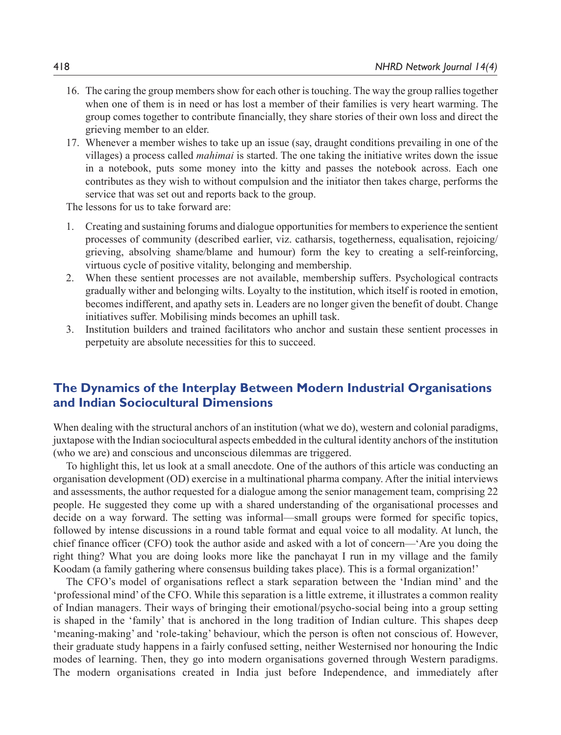16. The caring the group members show for each other is touching. The way the group rallies together when one of them is in need or has lost a member of their families is very heart warming. The group comes together to contribute financially, they share stories of their own loss and direct the grieving member to an elder.
17. Whenever a member wishes to take up an issue (say, draught conditions prevailing in one of the villages) a process called *mahimai* is started. The one taking the initiative writes down the issue in a notebook, puts some money into the kitty and passes the notebook across. Each one contributes as they wish to without compulsion and the initiator then takes charge, performs the service that was set out and reports back to the group.

The lessons for us to take forward are:

1. Creating and sustaining forums and dialogue opportunities for members to experience the sentient processes of community (described earlier, viz. catharsis, togetherness, equalisation, rejoicing/grieving, absolving shame/blame and humour) form the key to creating a self-reinforcing, virtuous cycle of positive vitality, belonging and membership.
2. When these sentient processes are not available, membership suffers. Psychological contracts gradually wither and belonging wilts. Loyalty to the institution, which itself is rooted in emotion, becomes indifferent, and apathy sets in. Leaders are no longer given the benefit of doubt. Change initiatives suffer. Mobilising minds becomes an uphill task.
3. Institution builders and trained facilitators who anchor and sustain these sentient processes in perpetuity are absolute necessities for this to succeed.

## The Dynamics of the Interplay Between Modern Industrial Organisations and Indian Sociocultural Dimensions

When dealing with the structural anchors of an institution (what we do), western and colonial paradigms, juxtapose with the Indian sociocultural aspects embedded in the cultural identity anchors of the institution (who we are) and conscious and unconscious dilemmas are triggered.

To highlight this, let us look at a small anecdote. One of the authors of this article was conducting an organisation development (OD) exercise in a multinational pharma company. After the initial interviews and assessments, the author requested for a dialogue among the senior management team, comprising 22 people. He suggested they come up with a shared understanding of the organisational processes and decide on a way forward. The setting was informal—small groups were formed for specific topics, followed by intense discussions in a round table format and equal voice to all modality. At lunch, the chief finance officer (CFO) took the author aside and asked with a lot of concern—'Are you doing the right thing? What you are doing looks more like the panchayat I run in my village and the family Koodam (a family gathering where consensus building takes place). This is a formal organization!'

The CFO's model of organisations reflect a stark separation between the 'Indian mind' and the 'professional mind' of the CFO. While this separation is a little extreme, it illustrates a common reality of Indian managers. Their ways of bringing their emotional/psycho-social being into a group setting is shaped in the 'family' that is anchored in the long tradition of Indian culture. This shapes deep 'meaning-making' and 'role-taking' behaviour, which the person is often not conscious of. However, their graduate study happens in a fairly confused setting, neither Westernised nor honouring the Indic modes of learning. Then, they go into modern organisations governed through Western paradigms. The modern organisations created in India just before Independence, and immediately after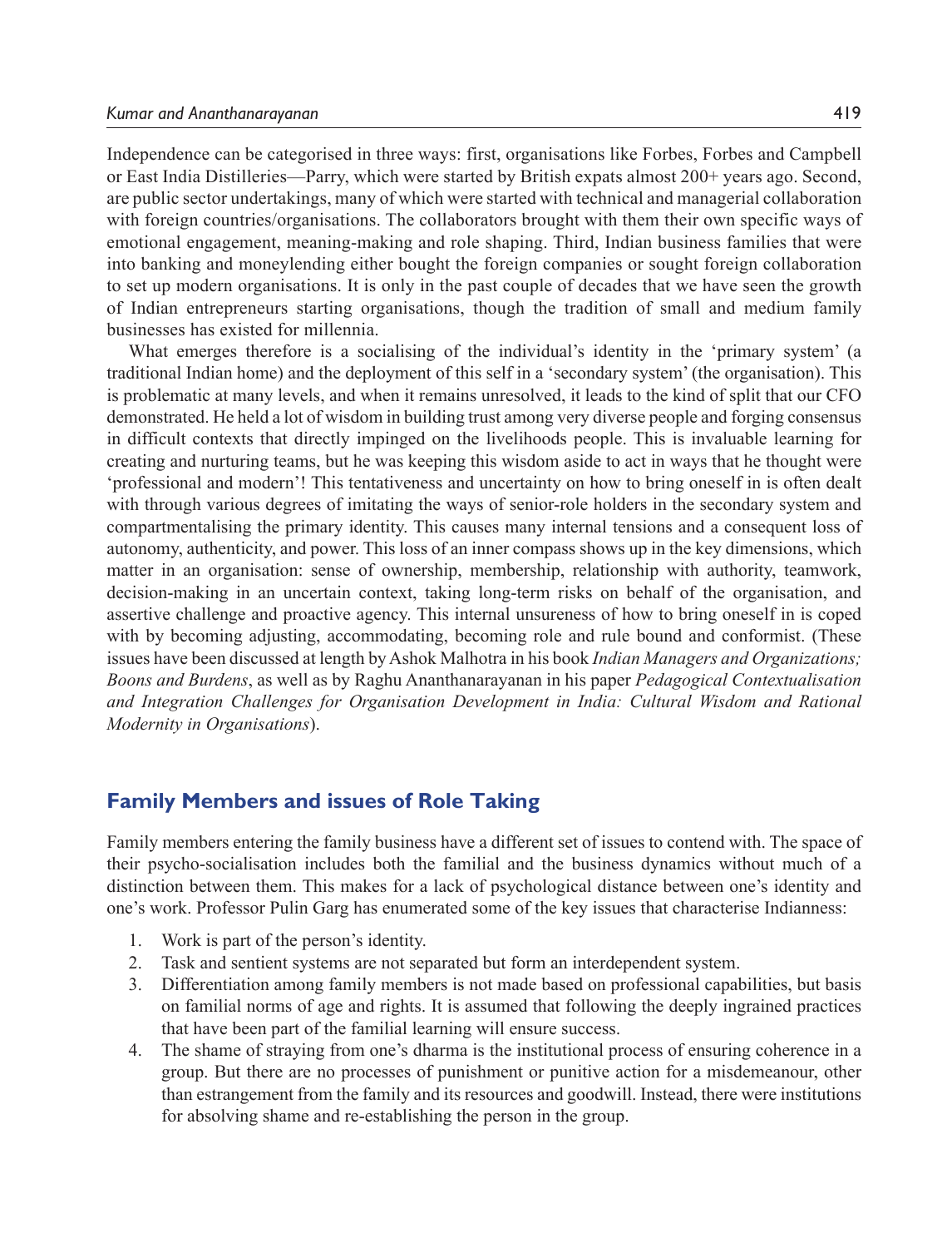Independence can be categorised in three ways: first, organisations like Forbes, Forbes and Campbell or East India Distilleries—Parry, which were started by British expats almost 200+ years ago. Second, are public sector undertakings, many of which were started with technical and managerial collaboration with foreign countries/organisations. The collaborators brought with them their own specific ways of emotional engagement, meaning-making and role shaping. Third, Indian business families that were into banking and moneylending either bought the foreign companies or sought foreign collaboration to set up modern organisations. It is only in the past couple of decades that we have seen the growth of Indian entrepreneurs starting organisations, though the tradition of small and medium family businesses has existed for millennia.

What emerges therefore is a socialising of the individual's identity in the 'primary system' (a traditional Indian home) and the deployment of this self in a 'secondary system' (the organisation). This is problematic at many levels, and when it remains unresolved, it leads to the kind of split that our CFO demonstrated. He held a lot of wisdom in building trust among very diverse people and forging consensus in difficult contexts that directly impinged on the livelihoods people. This is invaluable learning for creating and nurturing teams, but he was keeping this wisdom aside to act in ways that he thought were 'professional and modern'! This tentativeness and uncertainty on how to bring oneself in is often dealt with through various degrees of imitating the ways of senior-role holders in the secondary system and compartmentalising the primary identity. This causes many internal tensions and a consequent loss of autonomy, authenticity, and power. This loss of an inner compass shows up in the key dimensions, which matter in an organisation: sense of ownership, membership, relationship with authority, teamwork, decision-making in an uncertain context, taking long-term risks on behalf of the organisation, and assertive challenge and proactive agency. This internal unsureness of how to bring oneself in is coped with by becoming adjusting, accommodating, becoming role and rule bound and conformist. (These issues have been discussed at length by Ashok Malhotra in his book *Indian Managers and Organizations; Boons and Burdens*, as well as by Raghu Ananthanarayanan in his paper *Pedagogical Contextualisation and Integration Challenges for Organisation Development in India: Cultural Wisdom and Rational Modernity in Organisations*).

## Family Members and issues of Role Taking

Family members entering the family business have a different set of issues to contend with. The space of their psycho-socialisation includes both the familial and the business dynamics without much of a distinction between them. This makes for a lack of psychological distance between one's identity and one's work. Professor Pulin Garg has enumerated some of the key issues that characterise Indianness:

1. Work is part of the person's identity.
2. Task and sentient systems are not separated but form an interdependent system.
3. Differentiation among family members is not made based on professional capabilities, but basis on familial norms of age and rights. It is assumed that following the deeply ingrained practices that have been part of the familial learning will ensure success.
4. The shame of straying from one's dharma is the institutional process of ensuring coherence in a group. But there are no processes of punishment or punitive action for a misdemeanour, other than estrangement from the family and its resources and goodwill. Instead, there were institutions for absolving shame and re-establishing the person in the group.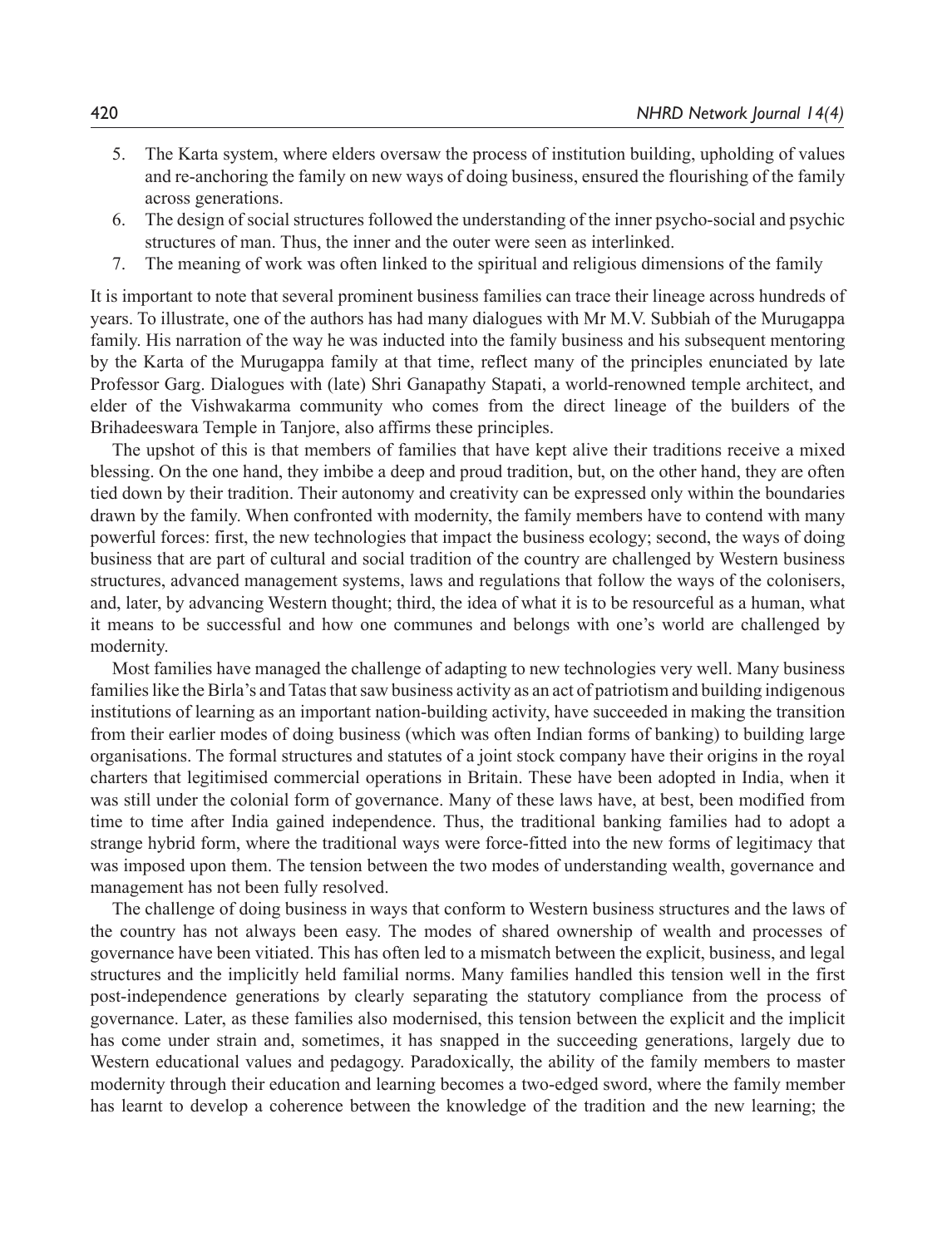5. The Karta system, where elders oversaw the process of institution building, upholding of values and re-anchoring the family on new ways of doing business, ensured the flourishing of the family across generations.
6. The design of social structures followed the understanding of the inner psycho-social and psychic structures of man. Thus, the inner and the outer were seen as interlinked.
7. The meaning of work was often linked to the spiritual and religious dimensions of the family

It is important to note that several prominent business families can trace their lineage across hundreds of years. To illustrate, one of the authors has had many dialogues with Mr M.V. Subbiah of the Murugappa family. His narration of the way he was inducted into the family business and his subsequent mentoring by the Karta of the Murugappa family at that time, reflect many of the principles enunciated by late Professor Garg. Dialogues with (late) Shri Ganapathy Stapati, a world-renowned temple architect, and elder of the Vishwakarma community who comes from the direct lineage of the builders of the Brihadeeswara Temple in Tanjore, also affirms these principles.

The upshot of this is that members of families that have kept alive their traditions receive a mixed blessing. On the one hand, they imbibe a deep and proud tradition, but, on the other hand, they are often tied down by their tradition. Their autonomy and creativity can be expressed only within the boundaries drawn by the family. When confronted with modernity, the family members have to contend with many powerful forces: first, the new technologies that impact the business ecology; second, the ways of doing business that are part of cultural and social tradition of the country are challenged by Western business structures, advanced management systems, laws and regulations that follow the ways of the colonisers, and, later, by advancing Western thought; third, the idea of what it is to be resourceful as a human, what it means to be successful and how one communes and belongs with one's world are challenged by modernity.

Most families have managed the challenge of adapting to new technologies very well. Many business families like the Birla's and Tatas that saw business activity as an act of patriotism and building indigenous institutions of learning as an important nation-building activity, have succeeded in making the transition from their earlier modes of doing business (which was often Indian forms of banking) to building large organisations. The formal structures and statutes of a joint stock company have their origins in the royal charters that legitimised commercial operations in Britain. These have been adopted in India, when it was still under the colonial form of governance. Many of these laws have, at best, been modified from time to time after India gained independence. Thus, the traditional banking families had to adopt a strange hybrid form, where the traditional ways were force-fitted into the new forms of legitimacy that was imposed upon them. The tension between the two modes of understanding wealth, governance and management has not been fully resolved.

The challenge of doing business in ways that conform to Western business structures and the laws of the country has not always been easy. The modes of shared ownership of wealth and processes of governance have been vitiated. This has often led to a mismatch between the explicit, business, and legal structures and the implicitly held familial norms. Many families handled this tension well in the first post-independence generations by clearly separating the statutory compliance from the process of governance. Later, as these families also modernised, this tension between the explicit and the implicit has come under strain and, sometimes, it has snapped in the succeeding generations, largely due to Western educational values and pedagogy. Paradoxically, the ability of the family members to master modernity through their education and learning becomes a two-edged sword, where the family member has learnt to develop a coherence between the knowledge of the tradition and the new learning; the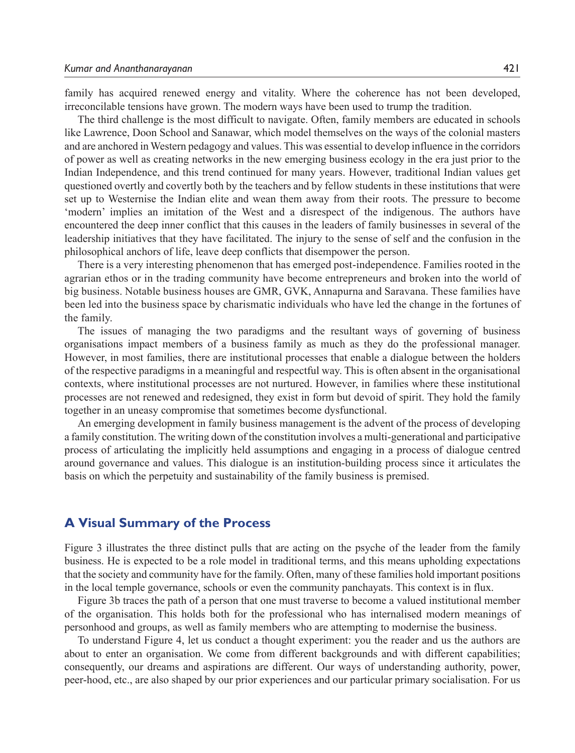family has acquired renewed energy and vitality. Where the coherence has not been developed, irreconcilable tensions have grown. The modern ways have been used to trump the tradition.

The third challenge is the most difficult to navigate. Often, family members are educated in schools like Lawrence, Doon School and Sanawar, which model themselves on the ways of the colonial masters and are anchored in Western pedagogy and values. This was essential to develop influence in the corridors of power as well as creating networks in the new emerging business ecology in the era just prior to the Indian Independence, and this trend continued for many years. However, traditional Indian values get questioned overtly and covertly both by the teachers and by fellow students in these institutions that were set up to Westernise the Indian elite and wean them away from their roots. The pressure to become 'modern' implies an imitation of the West and a disrespect of the indigenous. The authors have encountered the deep inner conflict that this causes in the leaders of family businesses in several of the leadership initiatives that they have facilitated. The injury to the sense of self and the confusion in the philosophical anchors of life, leave deep conflicts that disempower the person.

There is a very interesting phenomenon that has emerged post-independence. Families rooted in the agrarian ethos or in the trading community have become entrepreneurs and broken into the world of big business. Notable business houses are GMR, GVK, Annapurna and Saravana. These families have been led into the business space by charismatic individuals who have led the change in the fortunes of the family.

The issues of managing the two paradigms and the resultant ways of governing of business organisations impact members of a business family as much as they do the professional manager. However, in most families, there are institutional processes that enable a dialogue between the holders of the respective paradigms in a meaningful and respectful way. This is often absent in the organisational contexts, where institutional processes are not nurtured. However, in families where these institutional processes are not renewed and redesigned, they exist in form but devoid of spirit. They hold the family together in an uneasy compromise that sometimes become dysfunctional.

An emerging development in family business management is the advent of the process of developing a family constitution. The writing down of the constitution involves a multi-generational and participative process of articulating the implicitly held assumptions and engaging in a process of dialogue centred around governance and values. This dialogue is an institution-building process since it articulates the basis on which the perpetuity and sustainability of the family business is premised.

## A Visual Summary of the Process

Figure 3 illustrates the three distinct pulls that are acting on the psyche of the leader from the family business. He is expected to be a role model in traditional terms, and this means upholding expectations that the society and community have for the family. Often, many of these families hold important positions in the local temple governance, schools or even the community panchayats. This context is in flux.

Figure 3b traces the path of a person that one must traverse to become a valued institutional member of the organisation. This holds both for the professional who has internalised modern meanings of personhood and groups, as well as family members who are attempting to modernise the business.

To understand Figure 4, let us conduct a thought experiment: you the reader and us the authors are about to enter an organisation. We come from different backgrounds and with different capabilities; consequently, our dreams and aspirations are different. Our ways of understanding authority, power, peer-hood, etc., are also shaped by our prior experiences and our particular primary socialisation. For us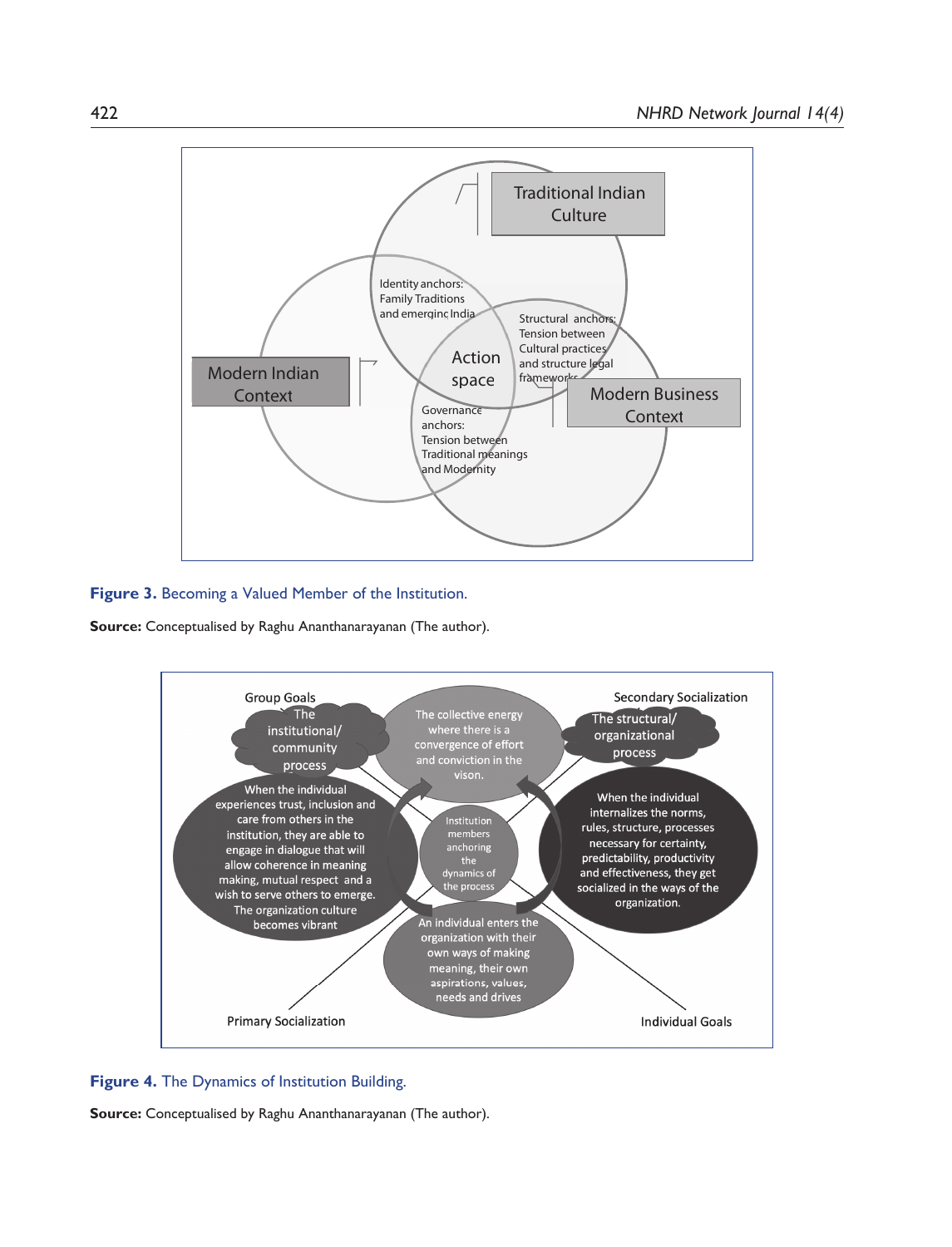Traditional Indian Culture

Identity anchors: Family Traditions and emerging India

Structural anchors: Tension between Cultural practices and structure legal frameworks

Action space

Modern Indian Context

Modern Business Context

Governance anchors: Tension between Traditional meanings and Modernity

**Figure 3.** Becoming a Valued Member of the Institution.

**Source:** Conceptualised by Raghu Ananthanarayanan (The author).

Group Goals

The institutional/ community process

The collective energy where there is a convergence of effort and conviction in the vison.

Secondary Socialization

The structural/ organizational process

When the individual experiences trust, inclusion and care from others in the institution, they are able to engage in dialogue that will allow coherence in meaning making, mutual respect and a wish to serve others to emerge. The organization culture becomes vibrant

Institution members anchoring the dynamics of the process

When the individual internalizes the norms, rules, structure, processes necessary for certainty, predictability, productivity and effectiveness, they get socialized in the ways of the organization.

An individual enters the organization with their own ways of making meaning, their own aspirations, values, needs and drives

Primary Socialization

Individual Goals

**Figure 4.** The Dynamics of Institution Building.

**Source:** Conceptualised by Raghu Ananthanarayanan (The author).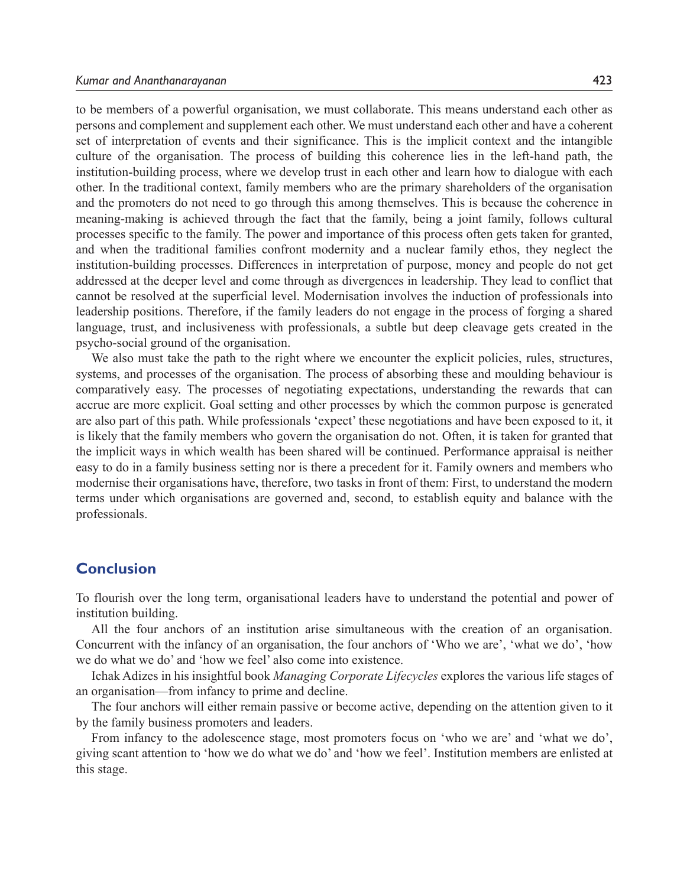to be members of a powerful organisation, we must collaborate. This means understand each other as persons and complement and supplement each other. We must understand each other and have a coherent set of interpretation of events and their significance. This is the implicit context and the intangible culture of the organisation. The process of building this coherence lies in the left-hand path, the institution-building process, where we develop trust in each other and learn how to dialogue with each other. In the traditional context, family members who are the primary shareholders of the organisation and the promoters do not need to go through this among themselves. This is because the coherence in meaning-making is achieved through the fact that the family, being a joint family, follows cultural processes specific to the family. The power and importance of this process often gets taken for granted, and when the traditional families confront modernity and a nuclear family ethos, they neglect the institution-building processes. Differences in interpretation of purpose, money and people do not get addressed at the deeper level and come through as divergences in leadership. They lead to conflict that cannot be resolved at the superficial level. Modernisation involves the induction of professionals into leadership positions. Therefore, if the family leaders do not engage in the process of forging a shared language, trust, and inclusiveness with professionals, a subtle but deep cleavage gets created in the psycho-social ground of the organisation.

We also must take the path to the right where we encounter the explicit policies, rules, structures, systems, and processes of the organisation. The process of absorbing these and moulding behaviour is comparatively easy. The processes of negotiating expectations, understanding the rewards that can accrue are more explicit. Goal setting and other processes by which the common purpose is generated are also part of this path. While professionals 'expect' these negotiations and have been exposed to it, it is likely that the family members who govern the organisation do not. Often, it is taken for granted that the implicit ways in which wealth has been shared will be continued. Performance appraisal is neither easy to do in a family business setting nor is there a precedent for it. Family owners and members who modernise their organisations have, therefore, two tasks in front of them: First, to understand the modern terms under which organisations are governed and, second, to establish equity and balance with the professionals.

## Conclusion

To flourish over the long term, organisational leaders have to understand the potential and power of institution building.

All the four anchors of an institution arise simultaneous with the creation of an organisation. Concurrent with the infancy of an organisation, the four anchors of 'Who we are', 'what we do', 'how we do what we do' and 'how we feel' also come into existence.

Ichak Adizes in his insightful book *Managing Corporate Lifecycles* explores the various life stages of an organisation—from infancy to prime and decline.

The four anchors will either remain passive or become active, depending on the attention given to it by the family business promoters and leaders.

From infancy to the adolescence stage, most promoters focus on 'who we are' and 'what we do', giving scant attention to 'how we do what we do' and 'how we feel'. Institution members are enlisted at this stage.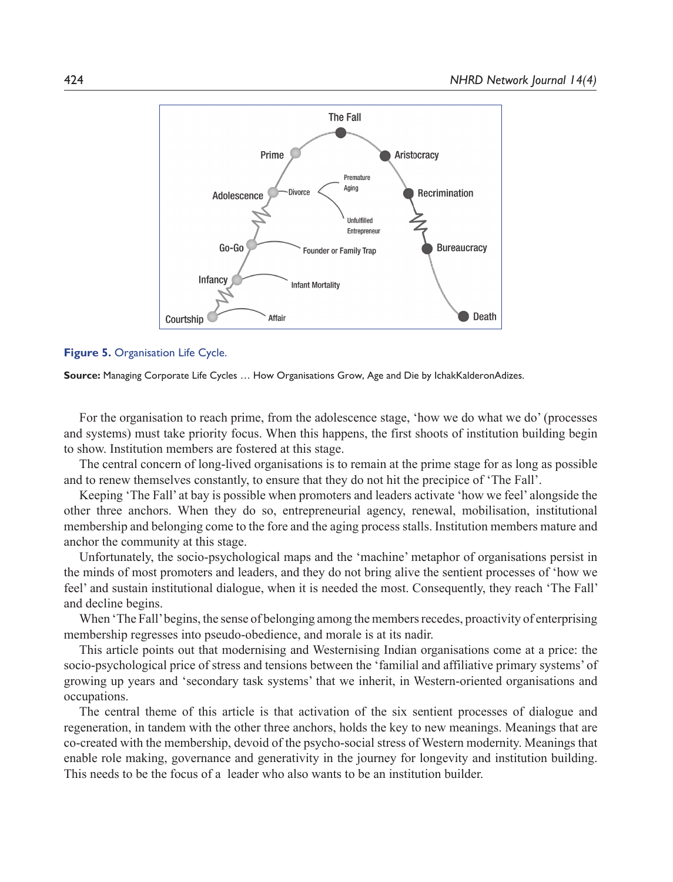**Figure 5.** Organisation Life Cycle.

**Source:** Managing Corporate Life Cycles … How Organisations Grow, Age and Die by IchakKalderonAdizes.

For the organisation to reach prime, from the adolescence stage, 'how we do what we do' (processes and systems) must take priority focus. When this happens, the first shoots of institution building begin to show. Institution members are fostered at this stage.

The central concern of long-lived organisations is to remain at the prime stage for as long as possible and to renew themselves constantly, to ensure that they do not hit the precipice of 'The Fall'.

Keeping 'The Fall' at bay is possible when promoters and leaders activate 'how we feel' alongside the other three anchors. When they do so, entrepreneurial agency, renewal, mobilisation, institutional membership and belonging come to the fore and the aging process stalls. Institution members mature and anchor the community at this stage.

Unfortunately, the socio-psychological maps and the 'machine' metaphor of organisations persist in the minds of most promoters and leaders, and they do not bring alive the sentient processes of 'how we feel' and sustain institutional dialogue, when it is needed the most. Consequently, they reach 'The Fall' and decline begins.

When 'The Fall' begins, the sense of belonging among the members recedes, proactivity of enterprising membership regresses into pseudo-obedience, and morale is at its nadir.

This article points out that modernising and Westernising Indian organisations come at a price: the socio-psychological price of stress and tensions between the 'familial and affiliative primary systems' of growing up years and 'secondary task systems' that we inherit, in Western-oriented organisations and occupations.

The central theme of this article is that activation of the six sentient processes of dialogue and regeneration, in tandem with the other three anchors, holds the key to new meanings. Meanings that are co-created with the membership, devoid of the psycho-social stress of Western modernity. Meanings that enable role making, governance and generativity in the journey for longevity and institution building. This needs to be the focus of a leader who also wants to be an institution builder.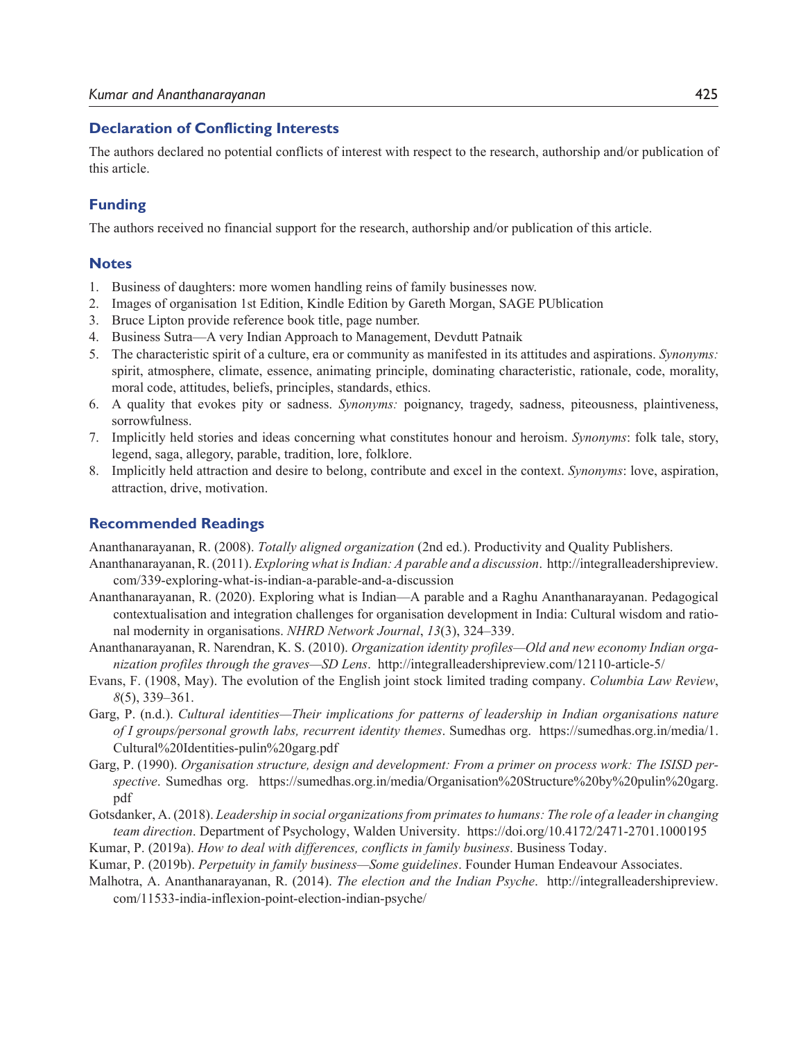## Declaration of Conflicting Interests

The authors declared no potential conflicts of interest with respect to the research, authorship and/or publication of this article.

## Funding

The authors received no financial support for the research, authorship and/or publication of this article.

## Notes

1. Business of daughters: more women handling reins of family businesses now.
2. Images of organisation 1st Edition, Kindle Edition by Gareth Morgan, SAGE PUblication
3. Bruce Lipton provide reference book title, page number.
4. Business Sutra—A very Indian Approach to Management, Devdutt Patnaik
5. The characteristic spirit of a culture, era or community as manifested in its attitudes and aspirations. *Synonyms:* spirit, atmosphere, climate, essence, animating principle, dominating characteristic, rationale, code, morality, moral code, attitudes, beliefs, principles, standards, ethics.
6. A quality that evokes pity or sadness. *Synonyms:* poignancy, tragedy, sadness, piteousness, plaintiveness, sorrowfulness.
7. Implicitly held stories and ideas concerning what constitutes honour and heroism. *Synonyms*: folk tale, story, legend, saga, allegory, parable, tradition, lore, folklore.
8. Implicitly held attraction and desire to belong, contribute and excel in the context. *Synonyms*: love, aspiration, attraction, drive, motivation.

## Recommended Readings

Ananthanarayanan, R. (2008). *Totally aligned organization* (2nd ed.). Productivity and Quality Publishers.

Ananthanarayanan, R. (2011). *Exploring what is Indian: A parable and a discussion*. http://integralleadershipreview.com/339-exploring-what-is-indian-a-parable-and-a-discussion

Ananthanarayanan, R. (2020). Exploring what is Indian—A parable and a Raghu Ananthanarayanan. Pedagogical contextualisation and integration challenges for organisation development in India: Cultural wisdom and rational modernity in organisations. *NHRD Network Journal*, *13*(3), 324–339.

Ananthanarayanan, R. Narendran, K. S. (2010). *Organization identity profiles—Old and new economy Indian organization profiles through the graves—SD Lens*. http://integralleadershipreview.com/12110-article-5/

Evans, F. (1908, May). The evolution of the English joint stock limited trading company. *Columbia Law Review*, *8*(5), 339–361.

Garg, P. (n.d.). *Cultural identities—Their implications for patterns of leadership in Indian organisations nature of I groups/personal growth labs, recurrent identity themes*. Sumedhas org. https://sumedhas.org.in/media/1.Cultural%20Identities-pulin%20garg.pdf

Garg, P. (1990). *Organisation structure, design and development: From a primer on process work: The ISISD perspective*. Sumedhas org. https://sumedhas.org.in/media/Organisation%20Structure%20by%20pulin%20garg.pdf

Gotsdanker, A. (2018). *Leadership in social organizations from primates to humans: The role of a leader in changing team direction*. Department of Psychology, Walden University. https://doi.org/10.4172/2471-2701.1000195

Kumar, P. (2019a). *How to deal with differences, conflicts in family business*. Business Today.

Kumar, P. (2019b). *Perpetuity in family business—Some guidelines*. Founder Human Endeavour Associates.

Malhotra, A. Ananthanarayanan, R. (2014). *The election and the Indian Psyche*. http://integralleadershipreview.com/11533-india-inflexion-point-election-indian-psyche/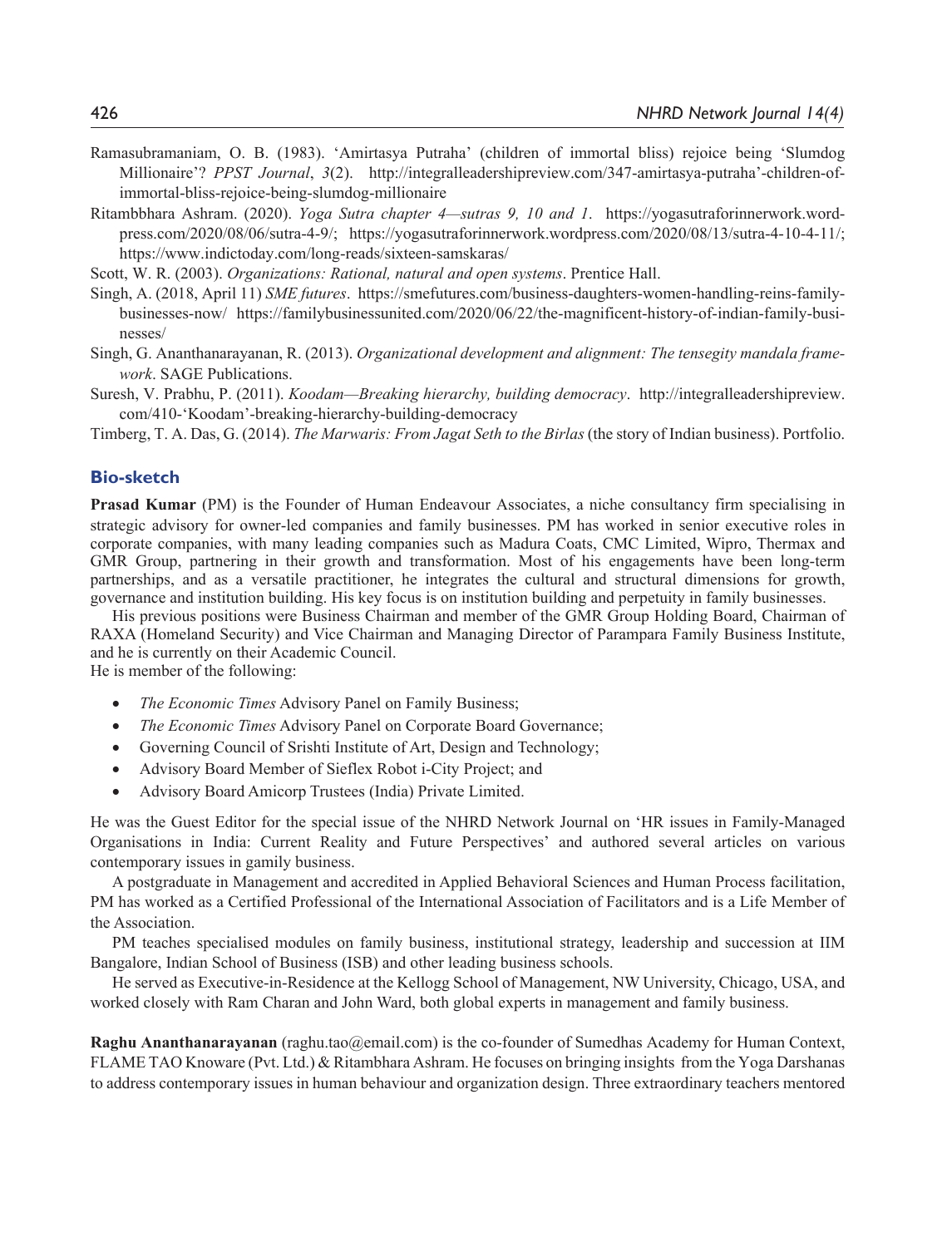Ramasubramaniam, O. B. (1983). 'Amirtasya Putraha' (children of immortal bliss) rejoice being 'Slumdog Millionaire'? *PPST Journal*, *3*(2). http://integralleadershipreview.com/347-amirtasya-putraha'-children-of-immortal-bliss-rejoice-being-slumdog-millionaire

Ritambbhara Ashram. (2020). *Yoga Sutra chapter 4—sutras 9, 10 and 1*. https://yogasutraforinnerwork.wordpress.com/2020/08/06/sutra-4-9/; https://yogasutraforinnerwork.wordpress.com/2020/08/13/sutra-4-10-4-11/; https://www.indictoday.com/long-reads/sixteen-samskaras/

Scott, W. R. (2003). *Organizations: Rational, natural and open systems*. Prentice Hall.

Singh, A. (2018, April 11) *SME futures*. https://smefutures.com/business-daughters-women-handling-reins-family-businesses-now/ https://familybusinessunited.com/2020/06/22/the-magnificent-history-of-indian-family-businesses/

Singh, G. Ananthanarayanan, R. (2013). *Organizational development and alignment: The tensegity mandala framework*. SAGE Publications.

Suresh, V. Prabhu, P. (2011). *Koodam—Breaking hierarchy, building democracy*. http://integralleadershipreview.com/410-'Koodam'-breaking-hierarchy-building-democracy

Timberg, T. A. Das, G. (2014). *The Marwaris: From Jagat Seth to the Birlas* (the story of Indian business). Portfolio.

## Bio-sketch

**Prasad Kumar** (PM) is the Founder of Human Endeavour Associates, a niche consultancy firm specialising in strategic advisory for owner-led companies and family businesses. PM has worked in senior executive roles in corporate companies, with many leading companies such as Madura Coats, CMC Limited, Wipro, Thermax and GMR Group, partnering in their growth and transformation. Most of his engagements have been long-term partnerships, and as a versatile practitioner, he integrates the cultural and structural dimensions for growth, governance and institution building. His key focus is on institution building and perpetuity in family businesses.

His previous positions were Business Chairman and member of the GMR Group Holding Board, Chairman of RAXA (Homeland Security) and Vice Chairman and Managing Director of Parampara Family Business Institute, and he is currently on their Academic Council.
He is member of the following:

- *The Economic Times* Advisory Panel on Family Business;
- *The Economic Times* Advisory Panel on Corporate Board Governance;
- Governing Council of Srishti Institute of Art, Design and Technology;
- Advisory Board Member of Sieflex Robot i-City Project; and
- Advisory Board Amicorp Trustees (India) Private Limited.

He was the Guest Editor for the special issue of the NHRD Network Journal on 'HR issues in Family-Managed Organisations in India: Current Reality and Future Perspectives' and authored several articles on various contemporary issues in gamily business.

A postgraduate in Management and accredited in Applied Behavioral Sciences and Human Process facilitation, PM has worked as a Certified Professional of the International Association of Facilitators and is a Life Member of the Association.

PM teaches specialised modules on family business, institutional strategy, leadership and succession at IIM Bangalore, Indian School of Business (ISB) and other leading business schools.

He served as Executive-in-Residence at the Kellogg School of Management, NW University, Chicago, USA, and worked closely with Ram Charan and John Ward, both global experts in management and family business.

**Raghu Ananthanarayanan** (raghu.tao@email.com) is the co-founder of Sumedhas Academy for Human Context, FLAME TAO Knoware (Pvt. Ltd.) & Ritambhara Ashram. He focuses on bringing insights from the Yoga Darshanas to address contemporary issues in human behaviour and organization design. Three extraordinary teachers mentored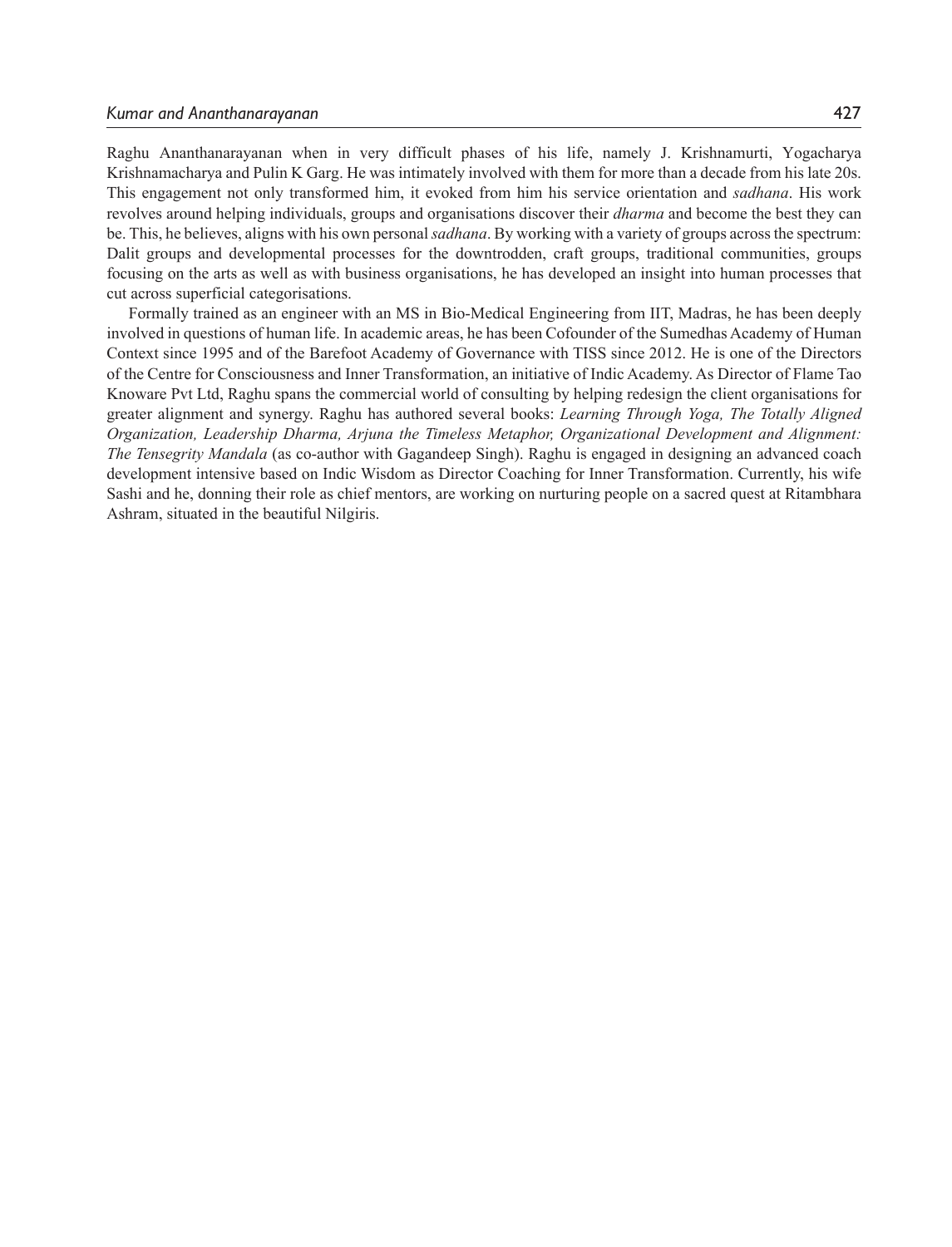Raghu Ananthanarayanan when in very difficult phases of his life, namely J. Krishnamurti, Yogacharya Krishnamacharya and Pulin K Garg. He was intimately involved with them for more than a decade from his late 20s. This engagement not only transformed him, it evoked from him his service orientation and *sadhana*. His work revolves around helping individuals, groups and organisations discover their *dharma* and become the best they can be. This, he believes, aligns with his own personal *sadhana*. By working with a variety of groups across the spectrum: Dalit groups and developmental processes for the downtrodden, craft groups, traditional communities, groups focusing on the arts as well as with business organisations, he has developed an insight into human processes that cut across superficial categorisations.

Formally trained as an engineer with an MS in Bio-Medical Engineering from IIT, Madras, he has been deeply involved in questions of human life. In academic areas, he has been Cofounder of the Sumedhas Academy of Human Context since 1995 and of the Barefoot Academy of Governance with TISS since 2012. He is one of the Directors of the Centre for Consciousness and Inner Transformation, an initiative of Indic Academy. As Director of Flame Tao Knoware Pvt Ltd, Raghu spans the commercial world of consulting by helping redesign the client organisations for greater alignment and synergy. Raghu has authored several books: *Learning Through Yoga, The Totally Aligned Organization, Leadership Dharma, Arjuna the Timeless Metaphor, Organizational Development and Alignment: The Tensegrity Mandala* (as co-author with Gagandeep Singh). Raghu is engaged in designing an advanced coach development intensive based on Indic Wisdom as Director Coaching for Inner Transformation. Currently, his wife Sashi and he, donning their role as chief mentors, are working on nurturing people on a sacred quest at Ritambhara Ashram, situated in the beautiful Nilgiris.